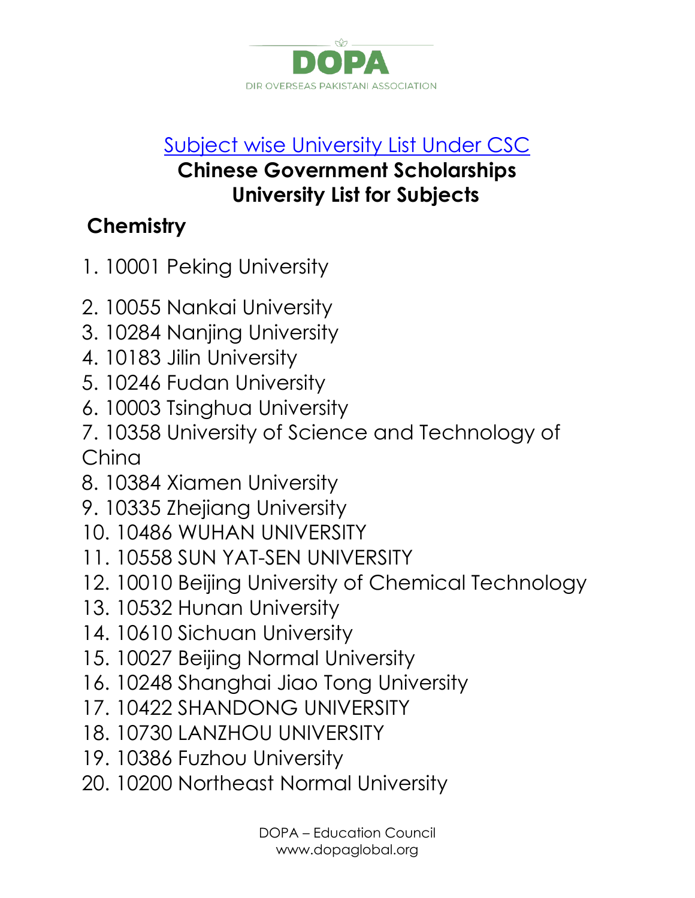DOPA

DIR OVERSEAS PAKISTANI ASSOCIATION

# Subject wise University List Under CSC

## Chinese Government Scholarships University List for Subjects

### Chemistry

1. 10001 Peking University
2. 10055 Nankai University
3. 10284 Nanjing University
4. 10183 Jilin University
5. 10246 Fudan University
6. 10003 Tsinghua University
7. 10358 University of Science and Technology of China
8. 10384 Xiamen University
9. 10335 Zhejiang University
10. 10486 WUHAN UNIVERSITY
11. 10558 SUN YAT-SEN UNIVERSITY
12. 10010 Beijing University of Chemical Technology
13. 10532 Hunan University
14. 10610 Sichuan University
15. 10027 Beijing Normal University
16. 10248 Shanghai Jiao Tong University
17. 10422 SHANDONG UNIVERSITY
18. 10730 LANZHOU UNIVERSITY
19. 10386 Fuzhou University
20. 10200 Northeast Normal University

DOPA – Education Council
www.dopaglobal.org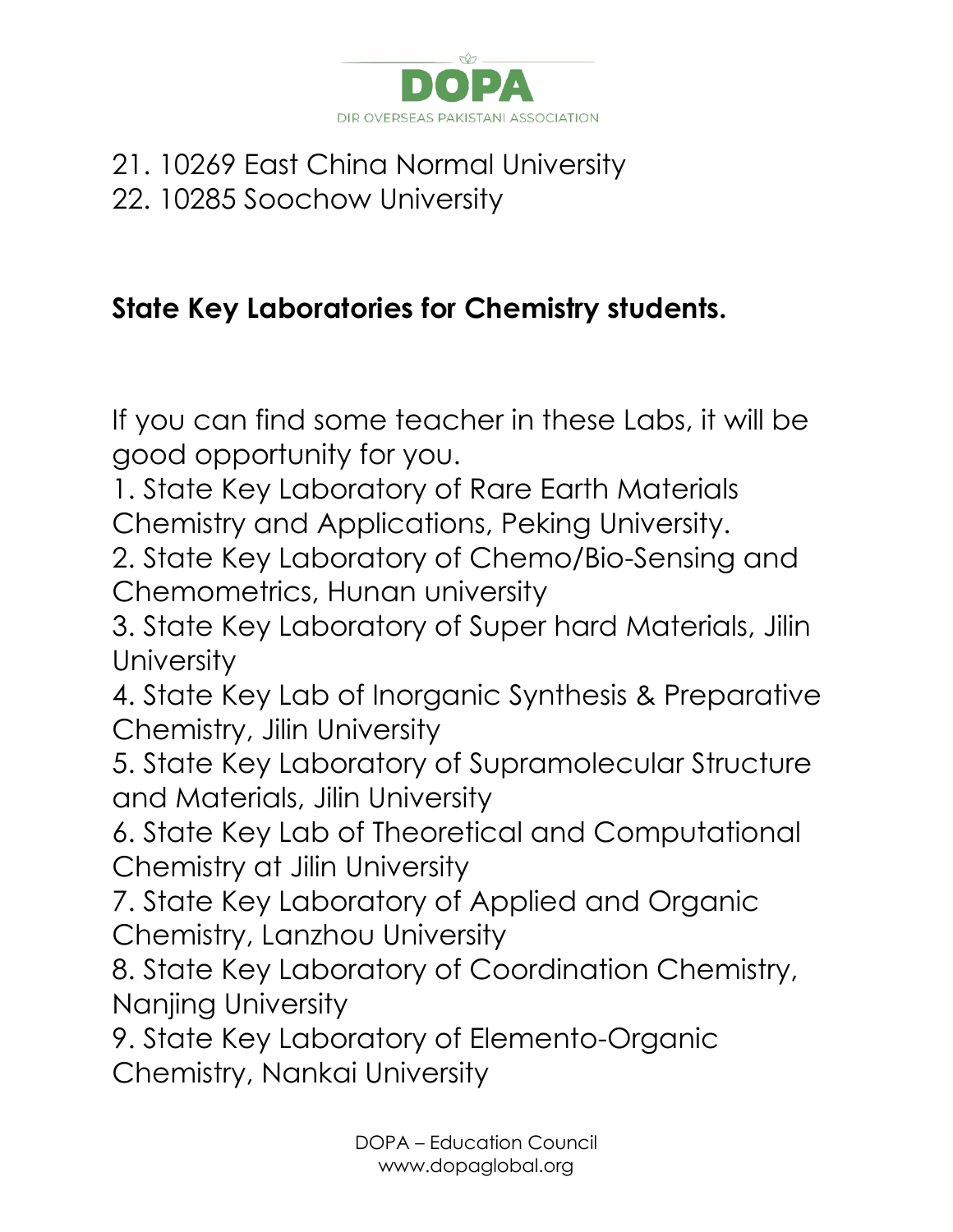21. 10269 East China Normal University
22. 10285 Soochow University

**State Key Laboratories for Chemistry students.**

If you can find some teacher in these Labs, it will be good opportunity for you.

1. State Key Laboratory of Rare Earth Materials Chemistry and Applications, Peking University.
2. State Key Laboratory of Chemo/Bio-Sensing and Chemometrics, Hunan university
3. State Key Laboratory of Super hard Materials, Jilin University
4. State Key Lab of Inorganic Synthesis & Preparative Chemistry, Jilin University
5. State Key Laboratory of Supramolecular Structure and Materials, Jilin University
6. State Key Lab of Theoretical and Computational Chemistry at Jilin University
7. State Key Laboratory of Applied and Organic Chemistry, Lanzhou University
8. State Key Laboratory of Coordination Chemistry, Nanjing University
9. State Key Laboratory of Elemento-Organic Chemistry, Nankai University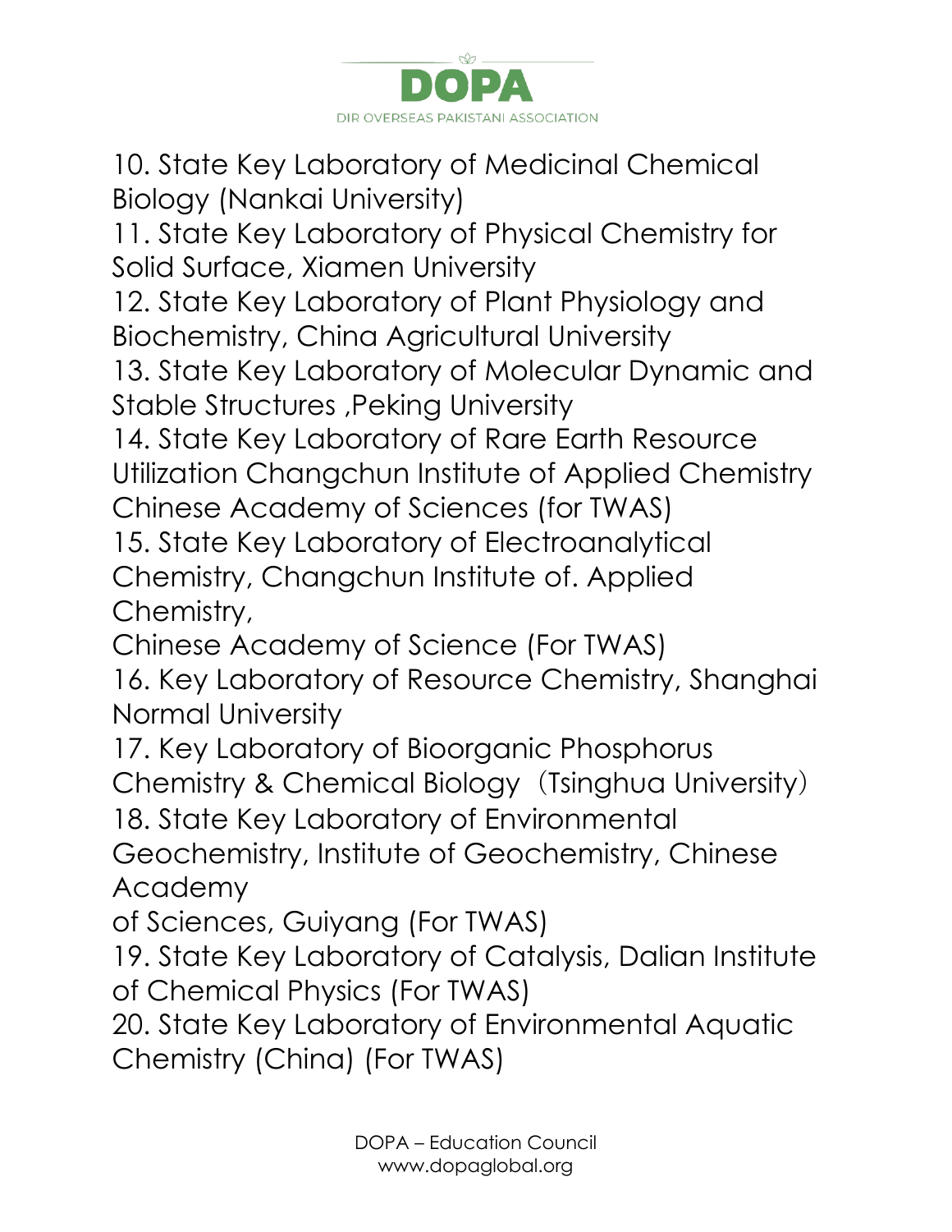10. State Key Laboratory of Medicinal Chemical Biology (Nankai University)
11. State Key Laboratory of Physical Chemistry for Solid Surface, Xiamen University
12. State Key Laboratory of Plant Physiology and Biochemistry, China Agricultural University
13. State Key Laboratory of Molecular Dynamic and Stable Structures ,Peking University
14. State Key Laboratory of Rare Earth Resource Utilization Changchun Institute of Applied Chemistry Chinese Academy of Sciences (for TWAS)
15. State Key Laboratory of Electroanalytical Chemistry, Changchun Institute of. Applied Chemistry,
Chinese Academy of Science (For TWAS)
16. Key Laboratory of Resource Chemistry, Shanghai Normal University
17. Key Laboratory of Bioorganic Phosphorus Chemistry & Chemical Biology（Tsinghua University）
18. State Key Laboratory of Environmental Geochemistry, Institute of Geochemistry, Chinese Academy
of Sciences, Guiyang (For TWAS)
19. State Key Laboratory of Catalysis, Dalian Institute of Chemical Physics (For TWAS)
20. State Key Laboratory of Environmental Aquatic Chemistry (China) (For TWAS)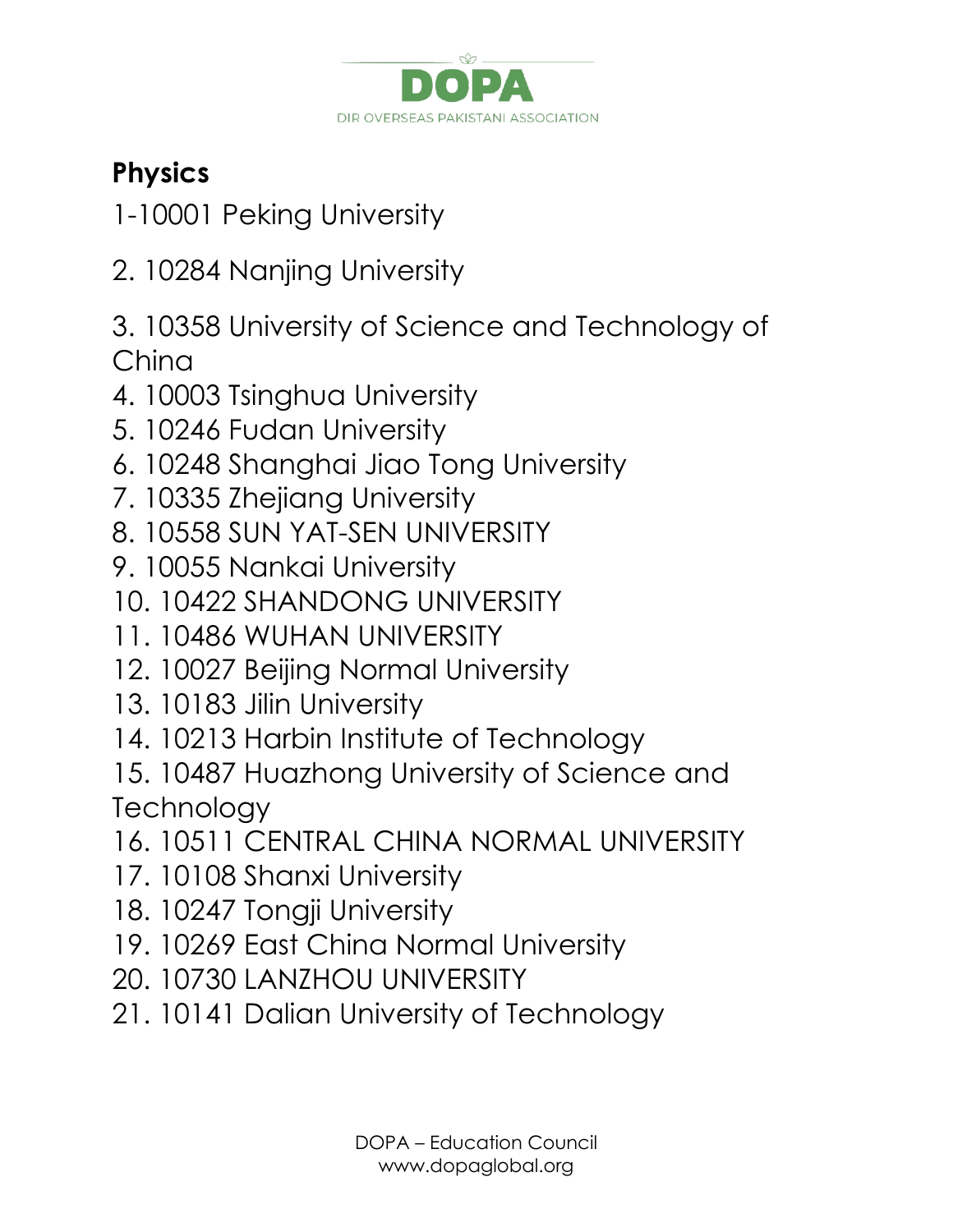## Physics

1-10001 Peking University

2. 10284 Nanjing University

3. 10358 University of Science and Technology of China
4. 10003 Tsinghua University
5. 10246 Fudan University
6. 10248 Shanghai Jiao Tong University
7. 10335 Zhejiang University
8. 10558 SUN YAT-SEN UNIVERSITY
9. 10055 Nankai University
10. 10422 SHANDONG UNIVERSITY
11. 10486 WUHAN UNIVERSITY
12. 10027 Beijing Normal University
13. 10183 Jilin University
14. 10213 Harbin Institute of Technology
15. 10487 Huazhong University of Science and Technology
16. 10511 CENTRAL CHINA NORMAL UNIVERSITY
17. 10108 Shanxi University
18. 10247 Tongji University
19. 10269 East China Normal University
20. 10730 LANZHOU UNIVERSITY
21. 10141 Dalian University of Technology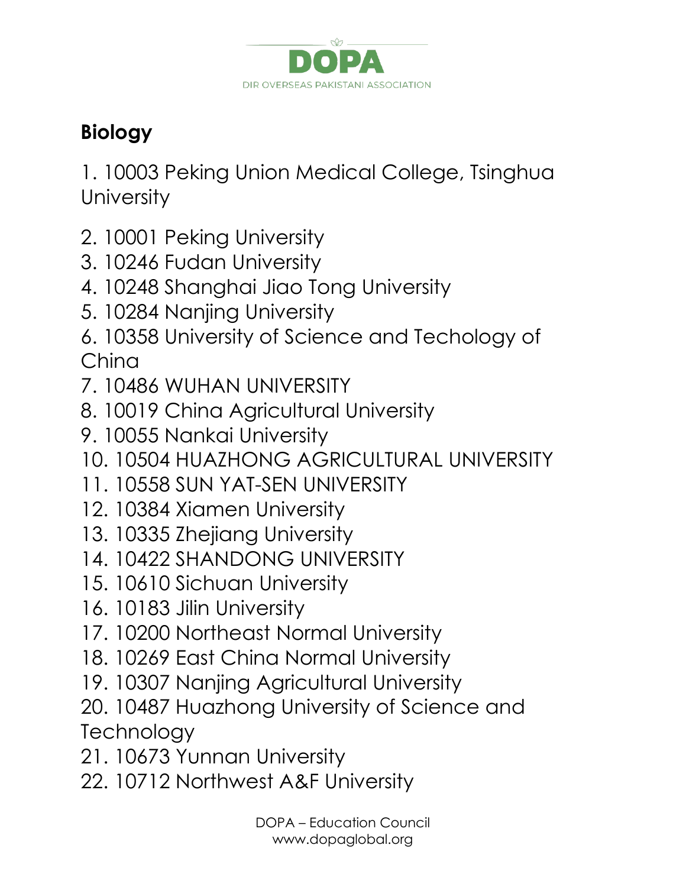## Biology

1. 10003 Peking Union Medical College, Tsinghua University
2. 10001 Peking University
3. 10246 Fudan University
4. 10248 Shanghai Jiao Tong University
5. 10284 Nanjing University
6. 10358 University of Science and Techology of China
7. 10486 WUHAN UNIVERSITY
8. 10019 China Agricultural University
9. 10055 Nankai University
10. 10504 HUAZHONG AGRICULTURAL UNIVERSITY
11. 10558 SUN YAT-SEN UNIVERSITY
12. 10384 Xiamen University
13. 10335 Zhejiang University
14. 10422 SHANDONG UNIVERSITY
15. 10610 Sichuan University
16. 10183 Jilin University
17. 10200 Northeast Normal University
18. 10269 East China Normal University
19. 10307 Nanjing Agricultural University
20. 10487 Huazhong University of Science and Technology
21. 10673 Yunnan University
22. 10712 Northwest A&F University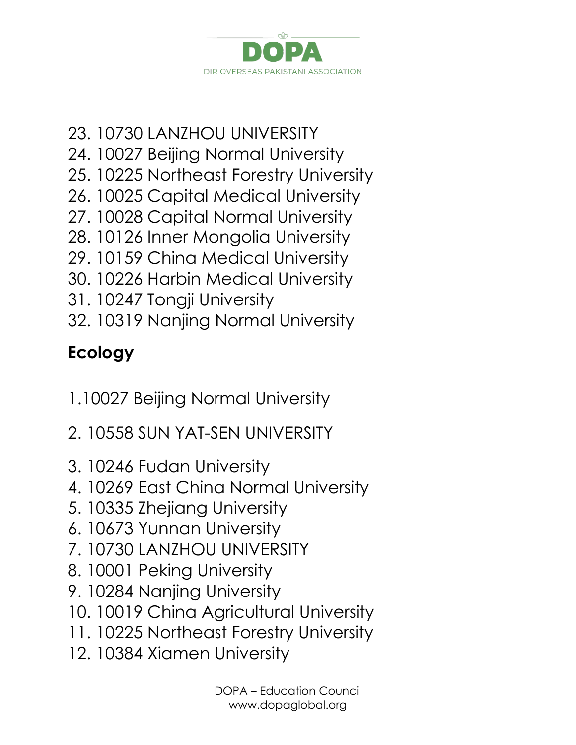23. 10730 LANZHOU UNIVERSITY
24. 10027 Beijing Normal University
25. 10225 Northeast Forestry University
26. 10025 Capital Medical University
27. 10028 Capital Normal University
28. 10126 Inner Mongolia University
29. 10159 China Medical University
30. 10226 Harbin Medical University
31. 10247 Tongji University
32. 10319 Nanjing Normal University

## Ecology

1.10027 Beijing Normal University

2. 10558 SUN YAT-SEN UNIVERSITY

3. 10246 Fudan University
4. 10269 East China Normal University
5. 10335 Zhejiang University
6. 10673 Yunnan University
7. 10730 LANZHOU UNIVERSITY
8. 10001 Peking University
9. 10284 Nanjing University
10. 10019 China Agricultural University
11. 10225 Northeast Forestry University
12. 10384 Xiamen University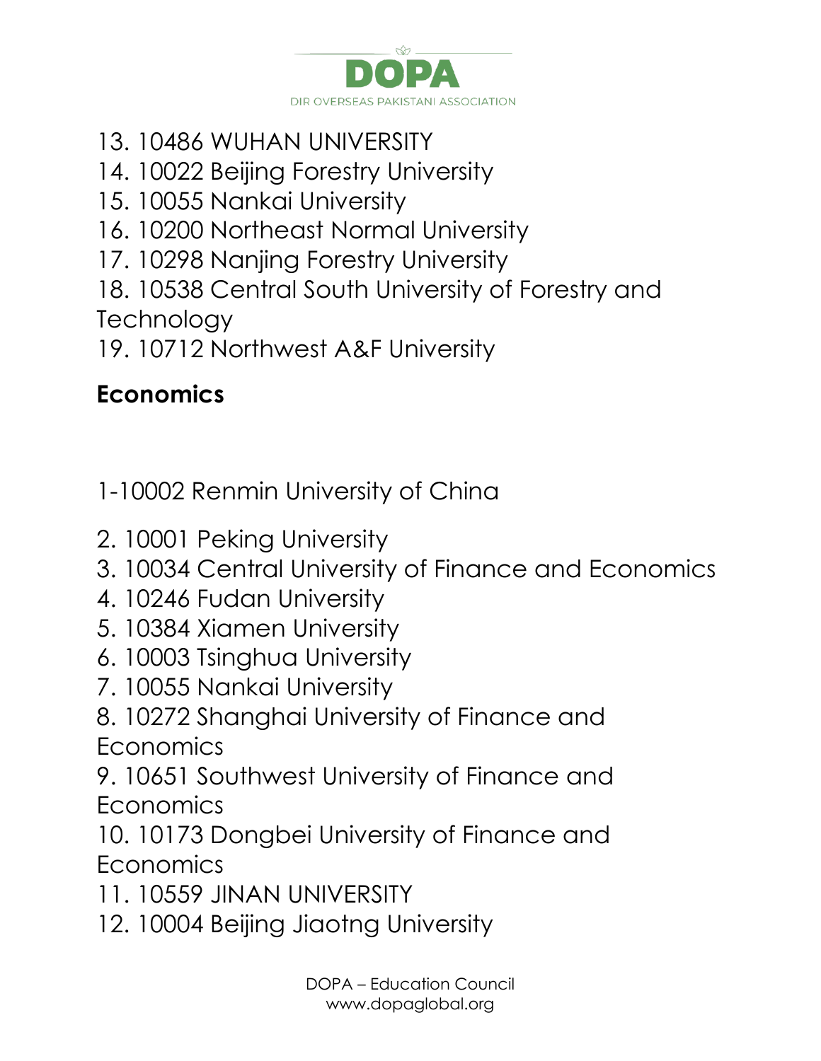13. 10486 WUHAN UNIVERSITY
14. 10022 Beijing Forestry University
15. 10055 Nankai University
16. 10200 Northeast Normal University
17. 10298 Nanjing Forestry University
18. 10538 Central South University of Forestry and Technology
19. 10712 Northwest A&F University

**Economics**

1-10002 Renmin University of China

2. 10001 Peking University
3. 10034 Central University of Finance and Economics
4. 10246 Fudan University
5. 10384 Xiamen University
6. 10003 Tsinghua University
7. 10055 Nankai University
8. 10272 Shanghai University of Finance and Economics
9. 10651 Southwest University of Finance and Economics
10. 10173 Dongbei University of Finance and Economics
11. 10559 JINAN UNIVERSITY
12. 10004 Beijing Jiaotng University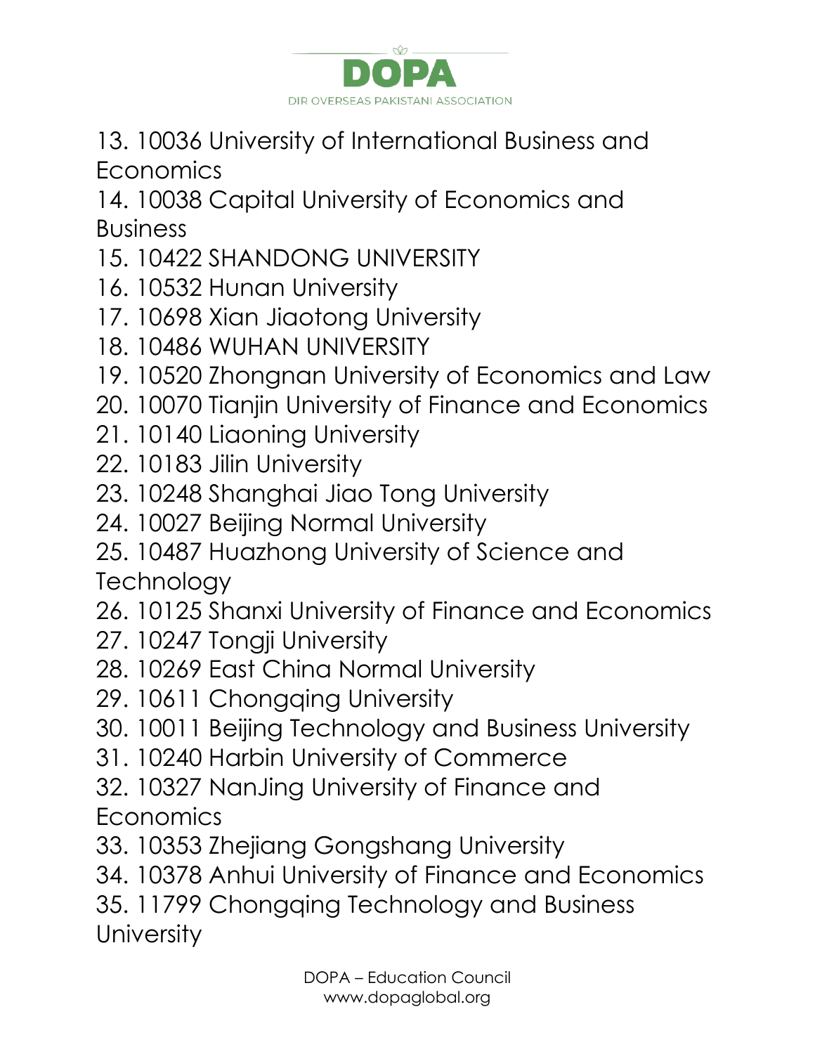13. 10036 University of International Business and Economics
14. 10038 Capital University of Economics and Business
15. 10422 SHANDONG UNIVERSITY
16. 10532 Hunan University
17. 10698 Xian Jiaotong University
18. 10486 WUHAN UNIVERSITY
19. 10520 Zhongnan University of Economics and Law
20. 10070 Tianjin University of Finance and Economics
21. 10140 Liaoning University
22. 10183 Jilin University
23. 10248 Shanghai Jiao Tong University
24. 10027 Beijing Normal University
25. 10487 Huazhong University of Science and Technology
26. 10125 Shanxi University of Finance and Economics
27. 10247 Tongji University
28. 10269 East China Normal University
29. 10611 Chongqing University
30. 10011 Beijing Technology and Business University
31. 10240 Harbin University of Commerce
32. 10327 NanJing University of Finance and Economics
33. 10353 Zhejiang Gongshang University
34. 10378 Anhui University of Finance and Economics
35. 11799 Chongqing Technology and Business University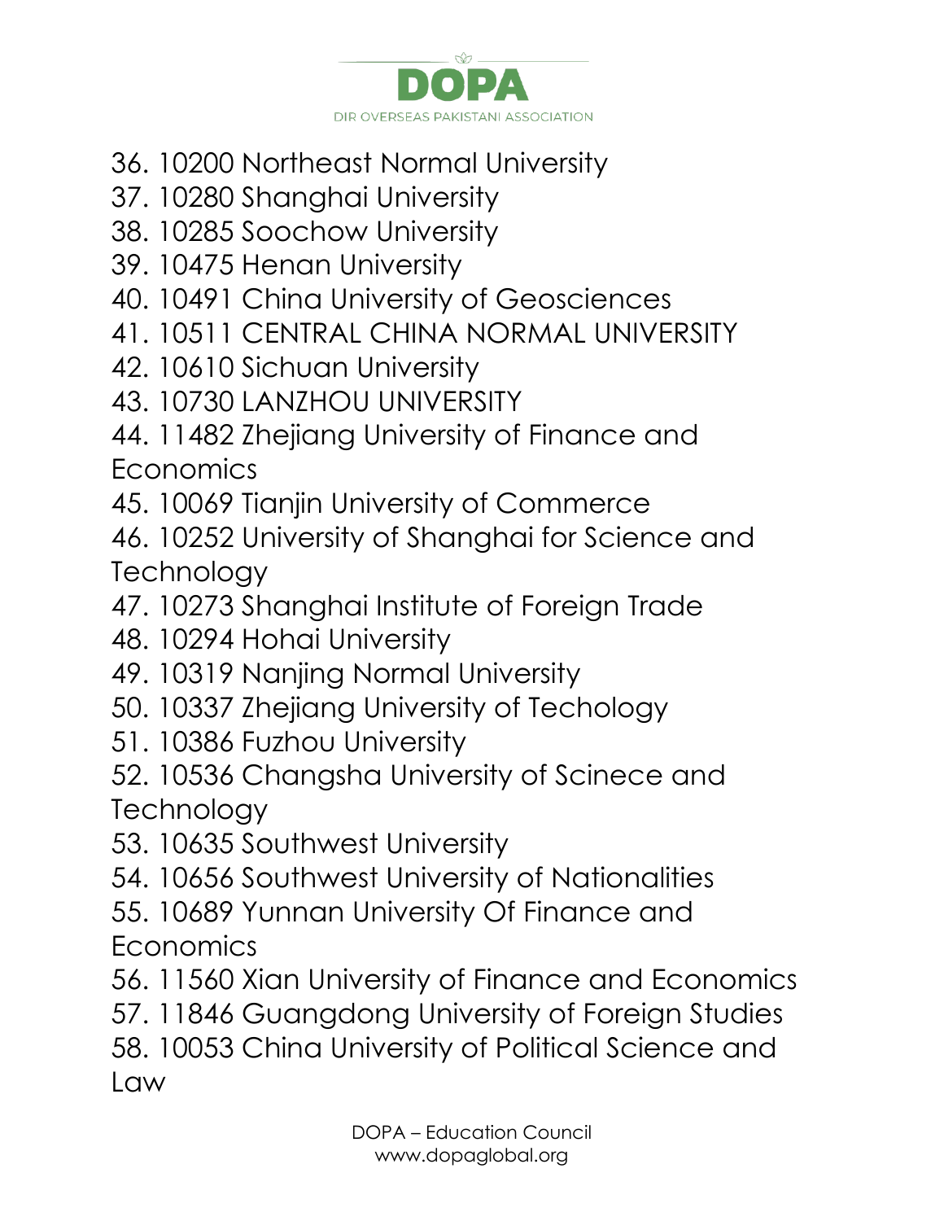36. 10200 Northeast Normal University
37. 10280 Shanghai University
38. 10285 Soochow University
39. 10475 Henan University
40. 10491 China University of Geosciences
41. 10511 CENTRAL CHINA NORMAL UNIVERSITY
42. 10610 Sichuan University
43. 10730 LANZHOU UNIVERSITY
44. 11482 Zhejiang University of Finance and Economics
45. 10069 Tianjin University of Commerce
46. 10252 University of Shanghai for Science and Technology
47. 10273 Shanghai Institute of Foreign Trade
48. 10294 Hohai University
49. 10319 Nanjing Normal University
50. 10337 Zhejiang University of Techology
51. 10386 Fuzhou University
52. 10536 Changsha University of Scinece and Technology
53. 10635 Southwest University
54. 10656 Southwest University of Nationalities
55. 10689 Yunnan University Of Finance and Economics
56. 11560 Xian University of Finance and Economics
57. 11846 Guangdong University of Foreign Studies
58. 10053 China University of Political Science and Law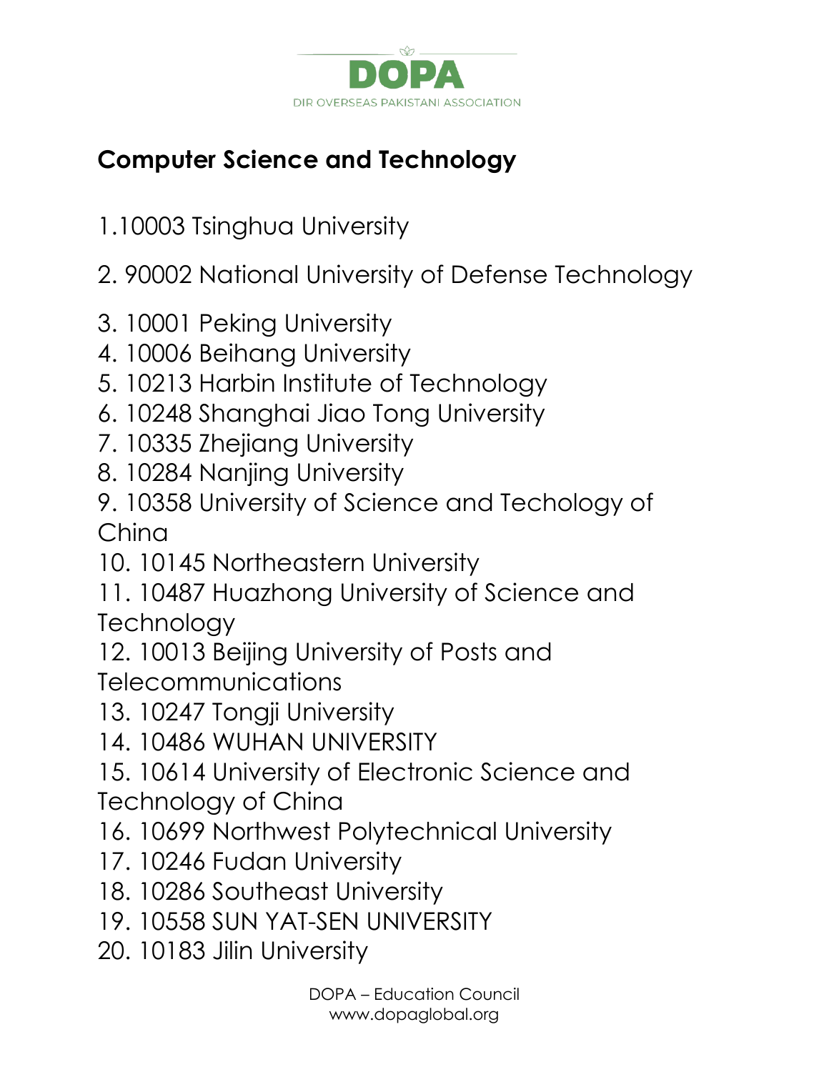## Computer Science and Technology

1. 10003 Tsinghua University
2. 90002 National University of Defense Technology
3. 10001 Peking University
4. 10006 Beihang University
5. 10213 Harbin Institute of Technology
6. 10248 Shanghai Jiao Tong University
7. 10335 Zhejiang University
8. 10284 Nanjing University
9. 10358 University of Science and Techology of China
10. 10145 Northeastern University
11. 10487 Huazhong University of Science and Technology
12. 10013 Beijing University of Posts and Telecommunications
13. 10247 Tongji University
14. 10486 WUHAN UNIVERSITY
15. 10614 University of Electronic Science and Technology of China
16. 10699 Northwest Polytechnical University
17. 10246 Fudan University
18. 10286 Southeast University
19. 10558 SUN YAT-SEN UNIVERSITY
20. 10183 Jilin University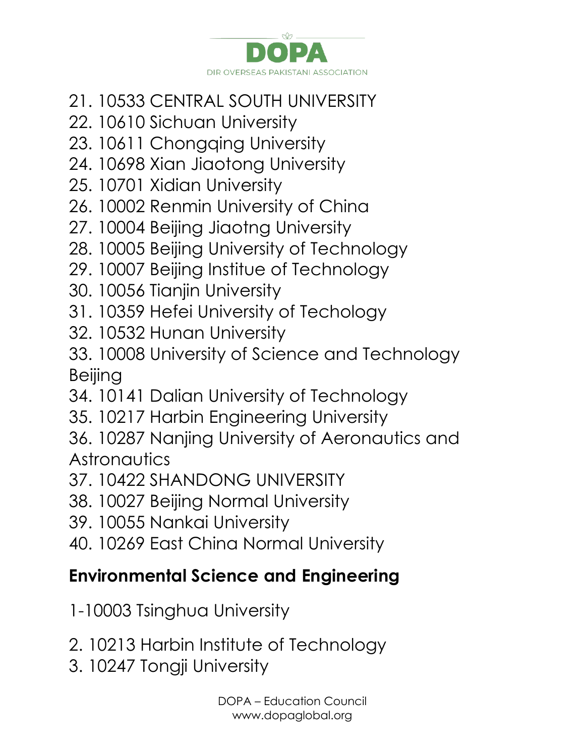21. 10533 CENTRAL SOUTH UNIVERSITY
22. 10610 Sichuan University
23. 10611 Chongqing University
24. 10698 Xian Jiaotong University
25. 10701 Xidian University
26. 10002 Renmin University of China
27. 10004 Beijing Jiaotng University
28. 10005 Beijing University of Technology
29. 10007 Beijing Institue of Technology
30. 10056 Tianjin University
31. 10359 Hefei University of Techology
32. 10532 Hunan University
33. 10008 University of Science and Technology Beijing
34. 10141 Dalian University of Technology
35. 10217 Harbin Engineering University
36. 10287 Nanjing University of Aeronautics and Astronautics
37. 10422 SHANDONG UNIVERSITY
38. 10027 Beijing Normal University
39. 10055 Nankai University
40. 10269 East China Normal University

## Environmental Science and Engineering

1-10003 Tsinghua University

2. 10213 Harbin Institute of Technology
3. 10247 Tongji University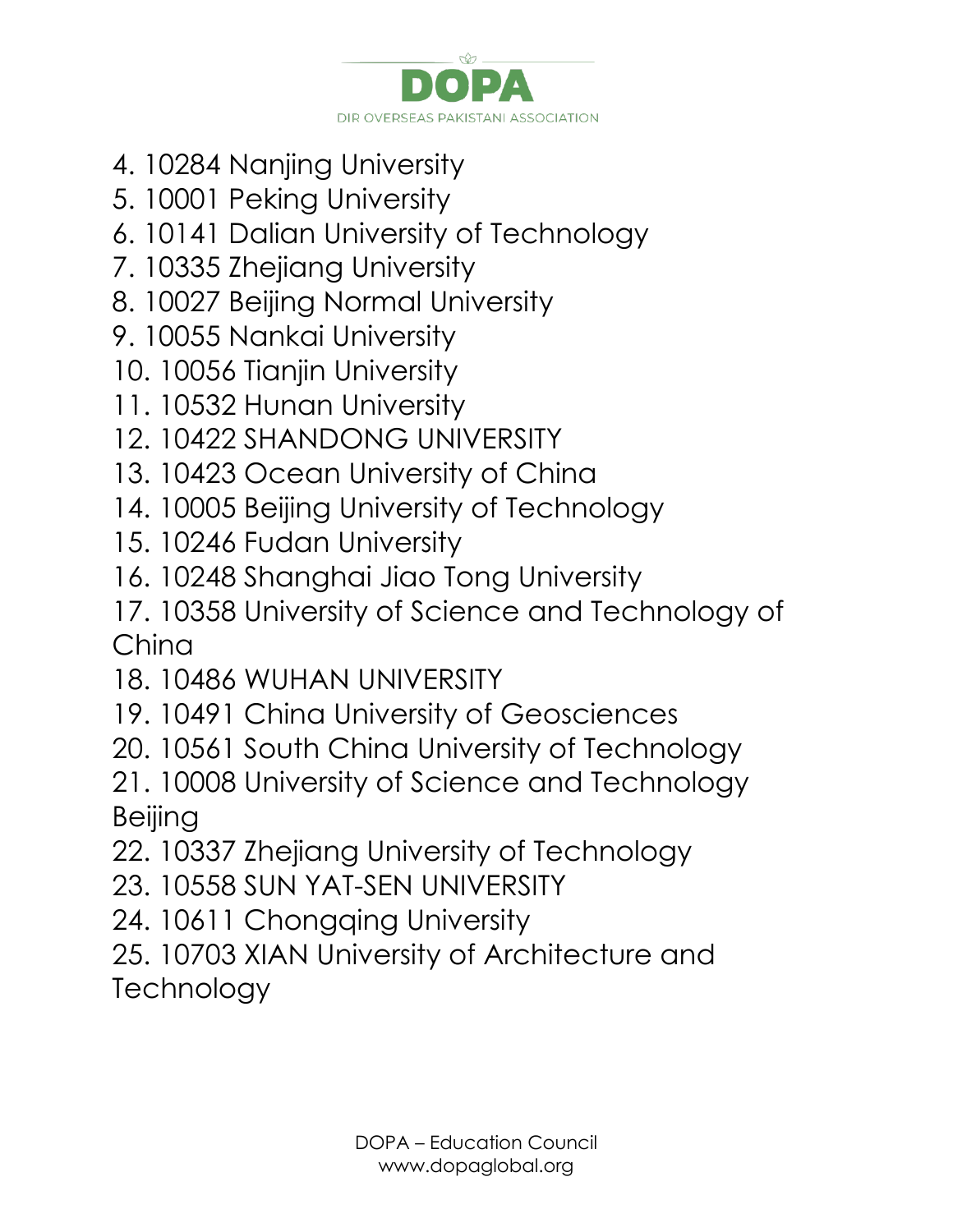4. 10284 Nanjing University
5. 10001 Peking University
6. 10141 Dalian University of Technology
7. 10335 Zhejiang University
8. 10027 Beijing Normal University
9. 10055 Nankai University
10. 10056 Tianjin University
11. 10532 Hunan University
12. 10422 SHANDONG UNIVERSITY
13. 10423 Ocean University of China
14. 10005 Beijing University of Technology
15. 10246 Fudan University
16. 10248 Shanghai Jiao Tong University
17. 10358 University of Science and Technology of China
18. 10486 WUHAN UNIVERSITY
19. 10491 China University of Geosciences
20. 10561 South China University of Technology
21. 10008 University of Science and Technology Beijing
22. 10337 Zhejiang University of Technology
23. 10558 SUN YAT-SEN UNIVERSITY
24. 10611 Chongqing University
25. 10703 XIAN University of Architecture and Technology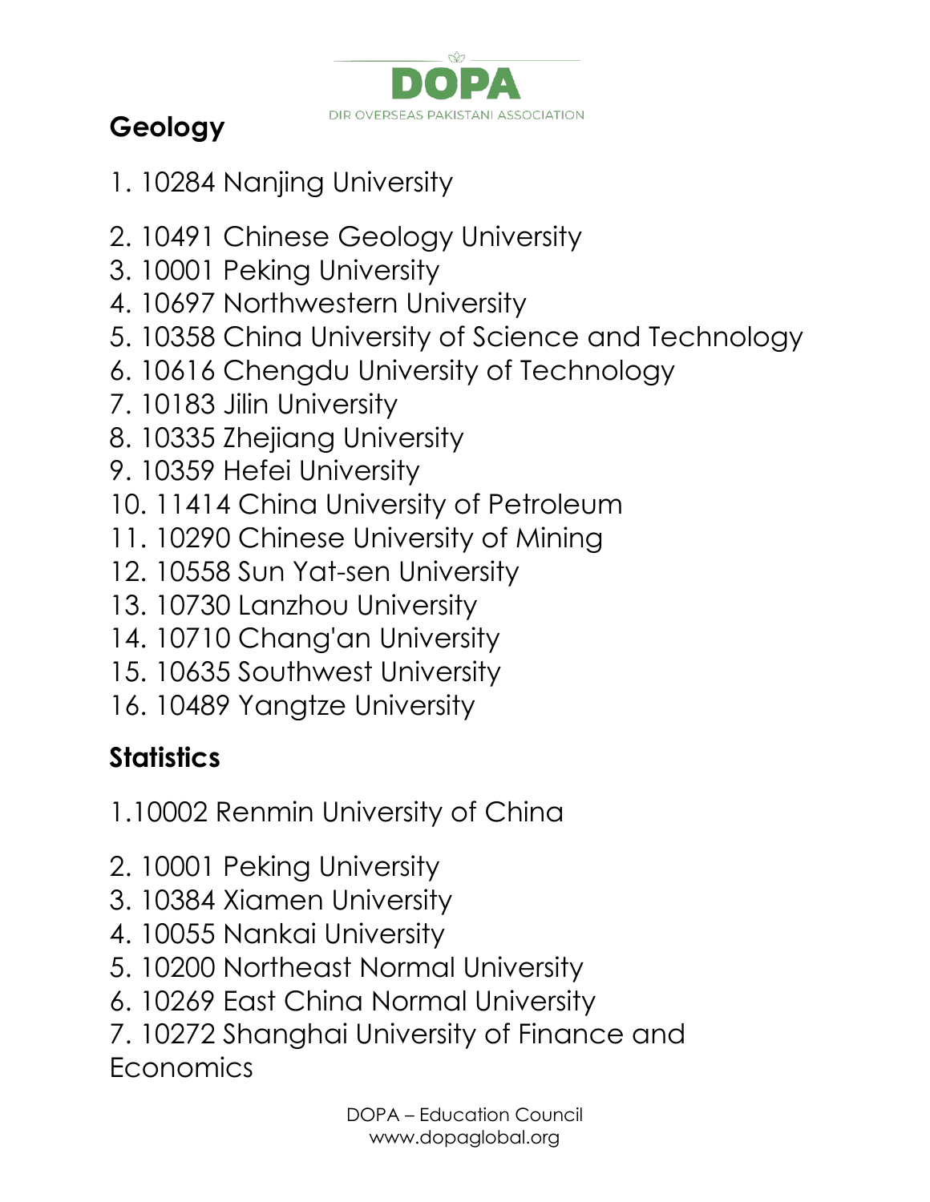## Geology

1. 10284 Nanjing University
2. 10491 Chinese Geology University
3. 10001 Peking University
4. 10697 Northwestern University
5. 10358 China University of Science and Technology
6. 10616 Chengdu University of Technology
7. 10183 Jilin University
8. 10335 Zhejiang University
9. 10359 Hefei University
10. 11414 China University of Petroleum
11. 10290 Chinese University of Mining
12. 10558 Sun Yat-sen University
13. 10730 Lanzhou University
14. 10710 Chang'an University
15. 10635 Southwest University
16. 10489 Yangtze University

## Statistics

1. 10002 Renmin University of China
2. 10001 Peking University
3. 10384 Xiamen University
4. 10055 Nankai University
5. 10200 Northeast Normal University
6. 10269 East China Normal University
7. 10272 Shanghai University of Finance and Economics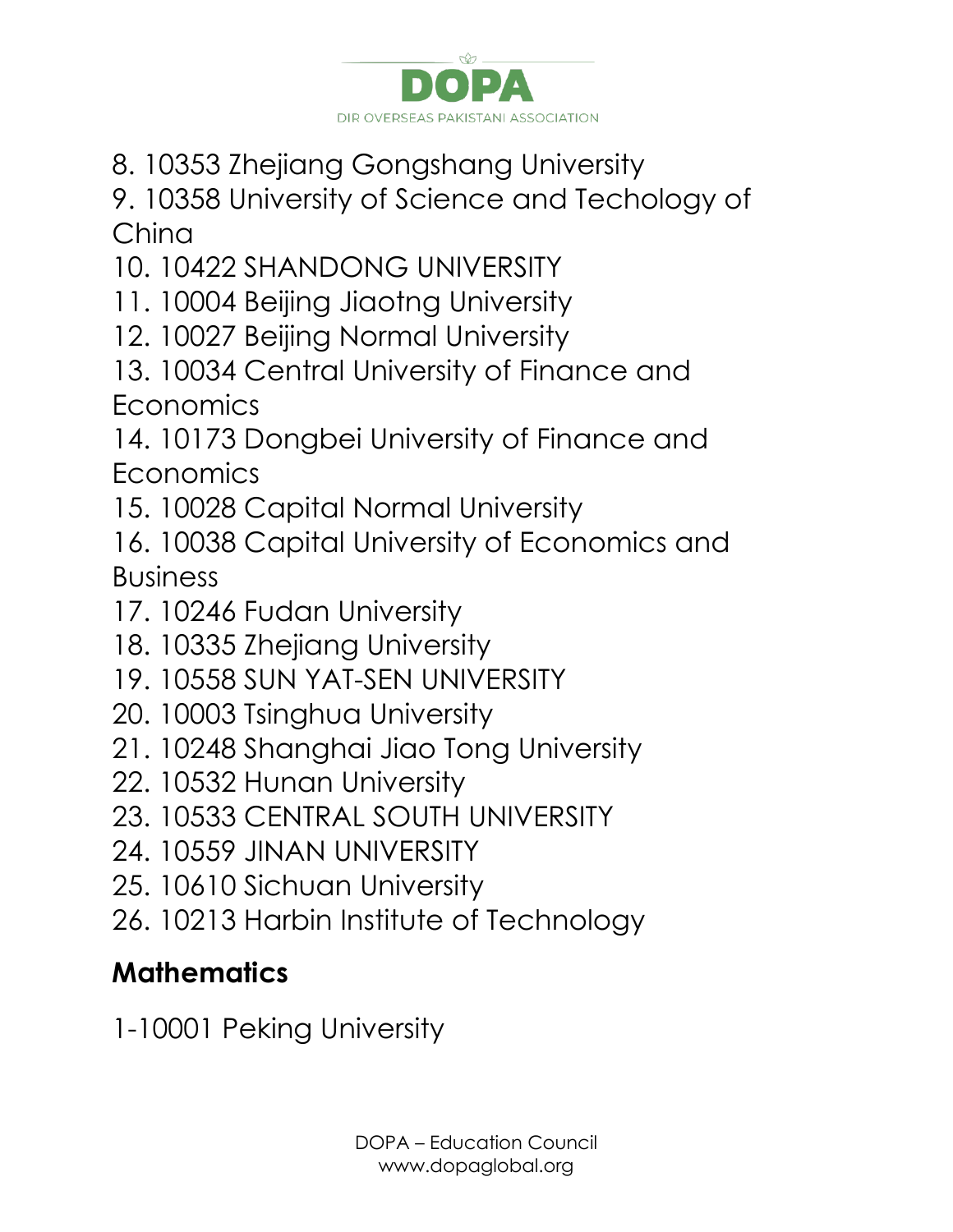8. 10353 Zhejiang Gongshang University
9. 10358 University of Science and Techology of China
10. 10422 SHANDONG UNIVERSITY
11. 10004 Beijing Jiaotng University
12. 10027 Beijing Normal University
13. 10034 Central University of Finance and Economics
14. 10173 Dongbei University of Finance and Economics
15. 10028 Capital Normal University
16. 10038 Capital University of Economics and Business
17. 10246 Fudan University
18. 10335 Zhejiang University
19. 10558 SUN YAT-SEN UNIVERSITY
20. 10003 Tsinghua University
21. 10248 Shanghai Jiao Tong University
22. 10532 Hunan University
23. 10533 CENTRAL SOUTH UNIVERSITY
24. 10559 JINAN UNIVERSITY
25. 10610 Sichuan University
26. 10213 Harbin Institute of Technology

## Mathematics

1-10001 Peking University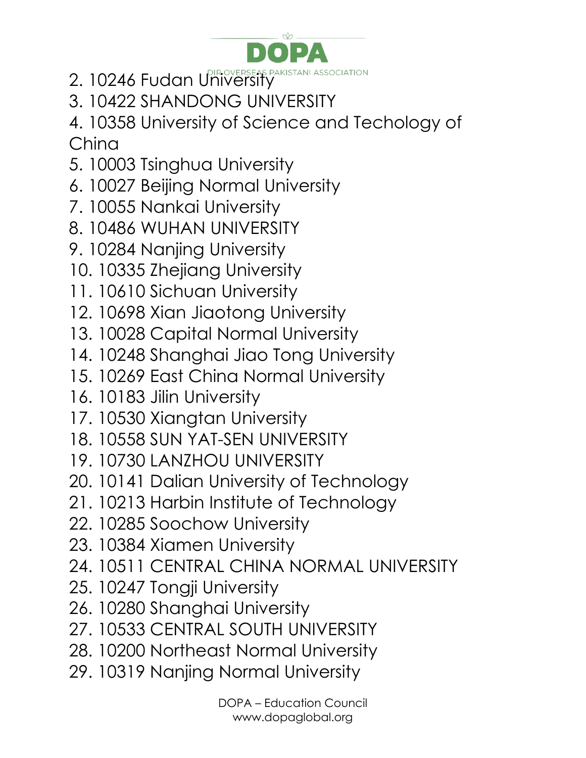2. 10246 Fudan University
3. 10422 SHANDONG UNIVERSITY
4. 10358 University of Science and Techology of China
5. 10003 Tsinghua University
6. 10027 Beijing Normal University
7. 10055 Nankai University
8. 10486 WUHAN UNIVERSITY
9. 10284 Nanjing University
10. 10335 Zhejiang University
11. 10610 Sichuan University
12. 10698 Xian Jiaotong University
13. 10028 Capital Normal University
14. 10248 Shanghai Jiao Tong University
15. 10269 East China Normal University
16. 10183 Jilin University
17. 10530 Xiangtan University
18. 10558 SUN YAT-SEN UNIVERSITY
19. 10730 LANZHOU UNIVERSITY
20. 10141 Dalian University of Technology
21. 10213 Harbin Institute of Technology
22. 10285 Soochow University
23. 10384 Xiamen University
24. 10511 CENTRAL CHINA NORMAL UNIVERSITY
25. 10247 Tongji University
26. 10280 Shanghai University
27. 10533 CENTRAL SOUTH UNIVERSITY
28. 10200 Northeast Normal University
29. 10319 Nanjing Normal University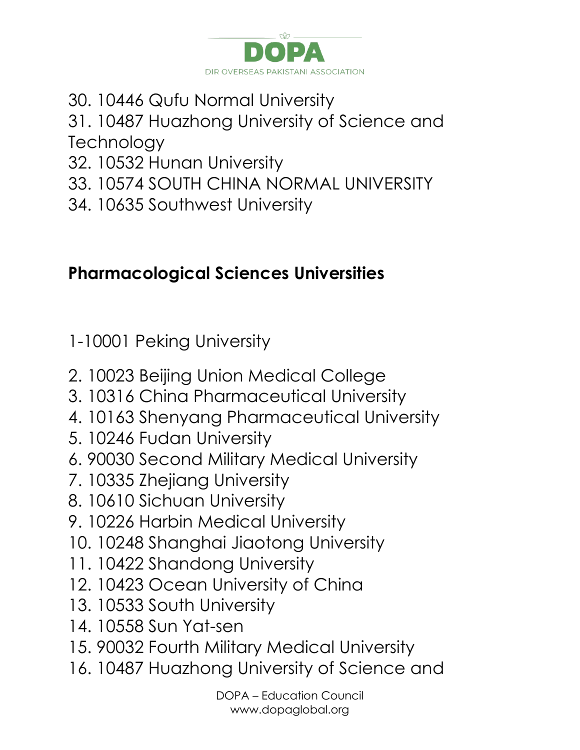30. 10446 Qufu Normal University
31. 10487 Huazhong University of Science and Technology
32. 10532 Hunan University
33. 10574 SOUTH CHINA NORMAL UNIVERSITY
34. 10635 Southwest University

**Pharmacological Sciences Universities**

1-10001 Peking University

2. 10023 Beijing Union Medical College
3. 10316 China Pharmaceutical University
4. 10163 Shenyang Pharmaceutical University
5. 10246 Fudan University
6. 90030 Second Military Medical University
7. 10335 Zhejiang University
8. 10610 Sichuan University
9. 10226 Harbin Medical University
10. 10248 Shanghai Jiaotong University
11. 10422 Shandong University
12. 10423 Ocean University of China
13. 10533 South University
14. 10558 Sun Yat-sen
15. 90032 Fourth Military Medical University
16. 10487 Huazhong University of Science and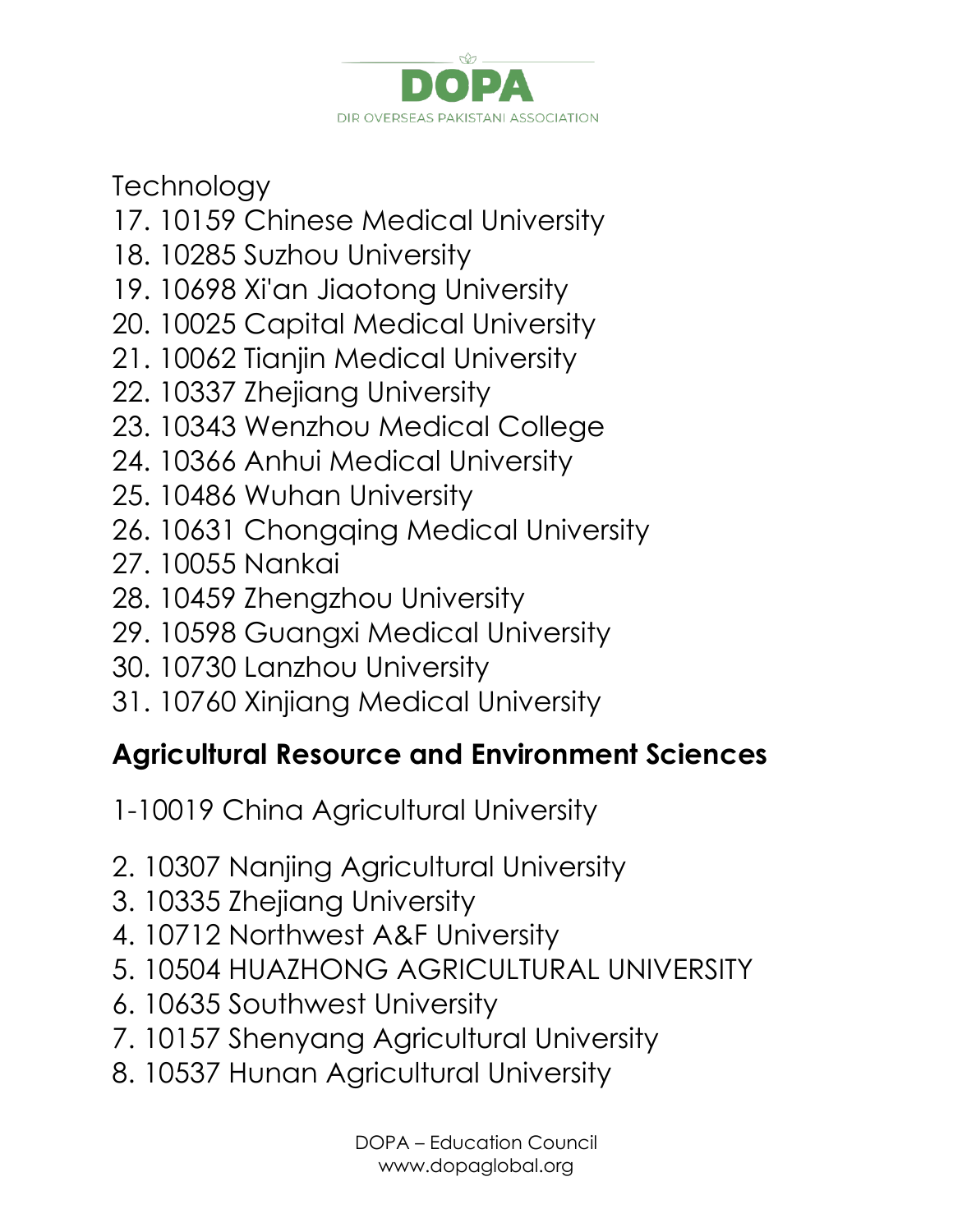Technology

17. 10159 Chinese Medical University
18. 10285 Suzhou University
19. 10698 Xi'an Jiaotong University
20. 10025 Capital Medical University
21. 10062 Tianjin Medical University
22. 10337 Zhejiang University
23. 10343 Wenzhou Medical College
24. 10366 Anhui Medical University
25. 10486 Wuhan University
26. 10631 Chongqing Medical University
27. 10055 Nankai
28. 10459 Zhengzhou University
29. 10598 Guangxi Medical University
30. 10730 Lanzhou University
31. 10760 Xinjiang Medical University

## Agricultural Resource and Environment Sciences

1-10019 China Agricultural University

2. 10307 Nanjing Agricultural University
3. 10335 Zhejiang University
4. 10712 Northwest A&F University
5. 10504 HUAZHONG AGRICULTURAL UNIVERSITY
6. 10635 Southwest University
7. 10157 Shenyang Agricultural University
8. 10537 Hunan Agricultural University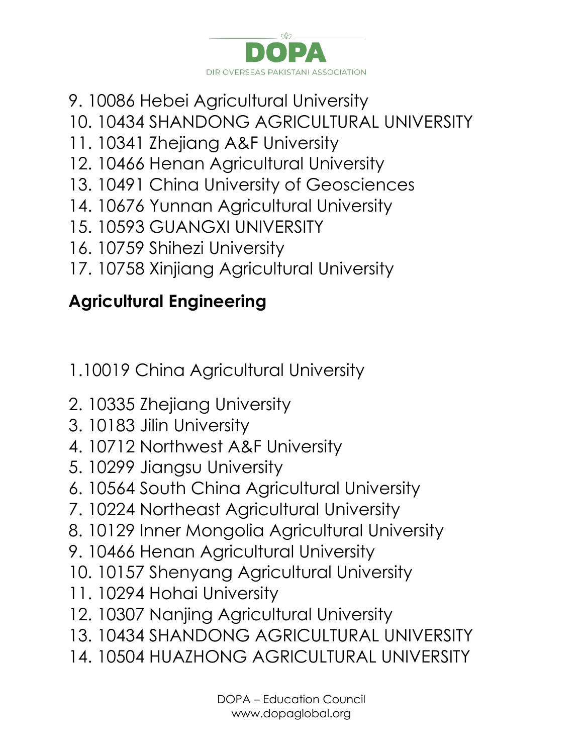9. 10086 Hebei Agricultural University
10. 10434 SHANDONG AGRICULTURAL UNIVERSITY
11. 10341 Zhejiang A&F University
12. 10466 Henan Agricultural University
13. 10491 China University of Geosciences
14. 10676 Yunnan Agricultural University
15. 10593 GUANGXI UNIVERSITY
16. 10759 Shihezi University
17. 10758 Xinjiang Agricultural University

**Agricultural Engineering**

1.10019 China Agricultural University

2. 10335 Zhejiang University
3. 10183 Jilin University
4. 10712 Northwest A&F University
5. 10299 Jiangsu University
6. 10564 South China Agricultural University
7. 10224 Northeast Agricultural University
8. 10129 Inner Mongolia Agricultural University
9. 10466 Henan Agricultural University
10. 10157 Shenyang Agricultural University
11. 10294 Hohai University
12. 10307 Nanjing Agricultural University
13. 10434 SHANDONG AGRICULTURAL UNIVERSITY
14. 10504 HUAZHONG AGRICULTURAL UNIVERSITY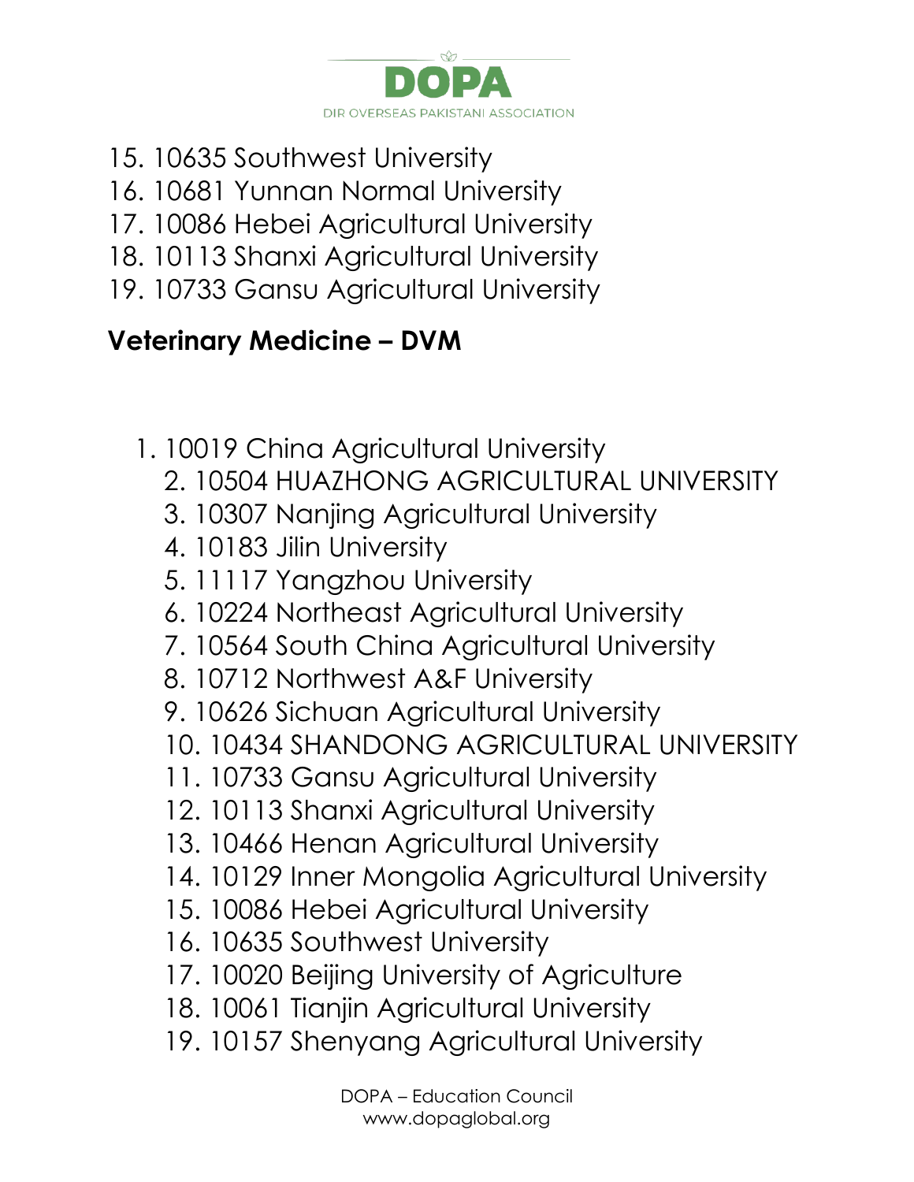15. 10635 Southwest University
16. 10681 Yunnan Normal University
17. 10086 Hebei Agricultural University
18. 10113 Shanxi Agricultural University
19. 10733 Gansu Agricultural University

## Veterinary Medicine – DVM

1. 10019 China Agricultural University
2. 10504 HUAZHONG AGRICULTURAL UNIVERSITY
3. 10307 Nanjing Agricultural University
4. 10183 Jilin University
5. 11117 Yangzhou University
6. 10224 Northeast Agricultural University
7. 10564 South China Agricultural University
8. 10712 Northwest A&F University
9. 10626 Sichuan Agricultural University
10. 10434 SHANDONG AGRICULTURAL UNIVERSITY
11. 10733 Gansu Agricultural University
12. 10113 Shanxi Agricultural University
13. 10466 Henan Agricultural University
14. 10129 Inner Mongolia Agricultural University
15. 10086 Hebei Agricultural University
16. 10635 Southwest University
17. 10020 Beijing University of Agriculture
18. 10061 Tianjin Agricultural University
19. 10157 Shenyang Agricultural University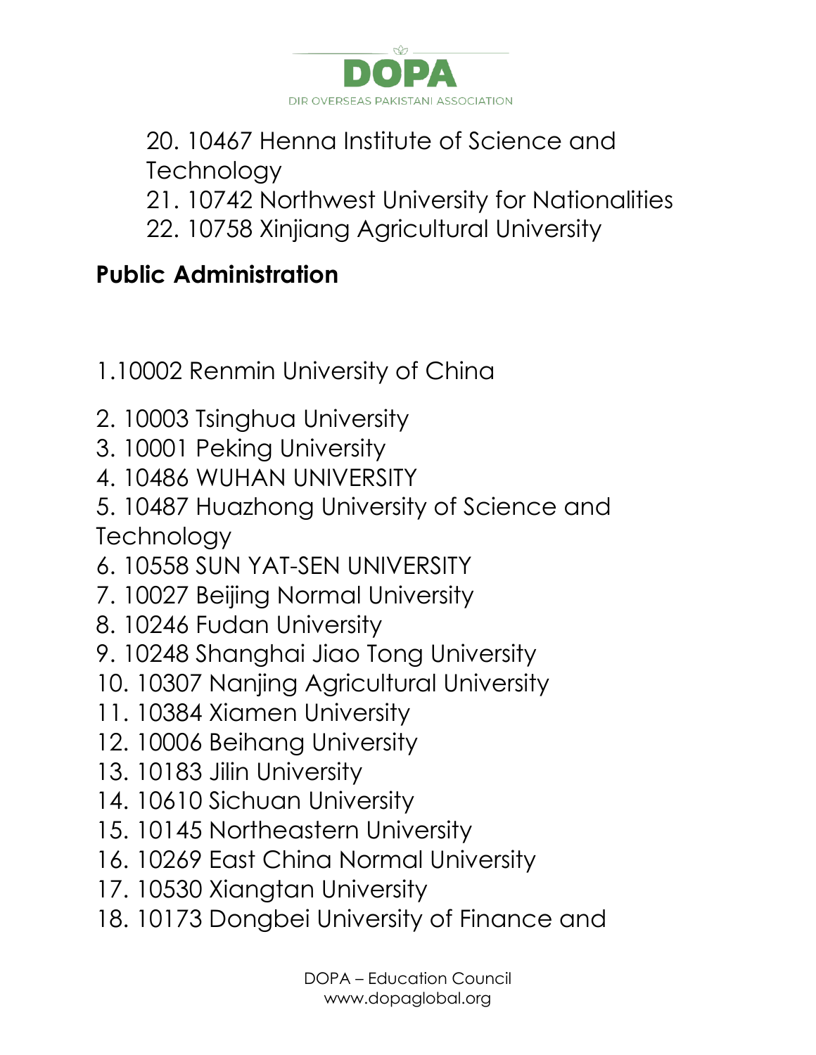20. 10467 Henna Institute of Science and Technology
21. 10742 Northwest University for Nationalities
22. 10758 Xinjiang Agricultural University

**Public Administration**

1.10002 Renmin University of China

2. 10003 Tsinghua University
3. 10001 Peking University
4. 10486 WUHAN UNIVERSITY
5. 10487 Huazhong University of Science and Technology
6. 10558 SUN YAT-SEN UNIVERSITY
7. 10027 Beijing Normal University
8. 10246 Fudan University
9. 10248 Shanghai Jiao Tong University
10. 10307 Nanjing Agricultural University
11. 10384 Xiamen University
12. 10006 Beihang University
13. 10183 Jilin University
14. 10610 Sichuan University
15. 10145 Northeastern University
16. 10269 East China Normal University
17. 10530 Xiangtan University
18. 10173 Dongbei University of Finance and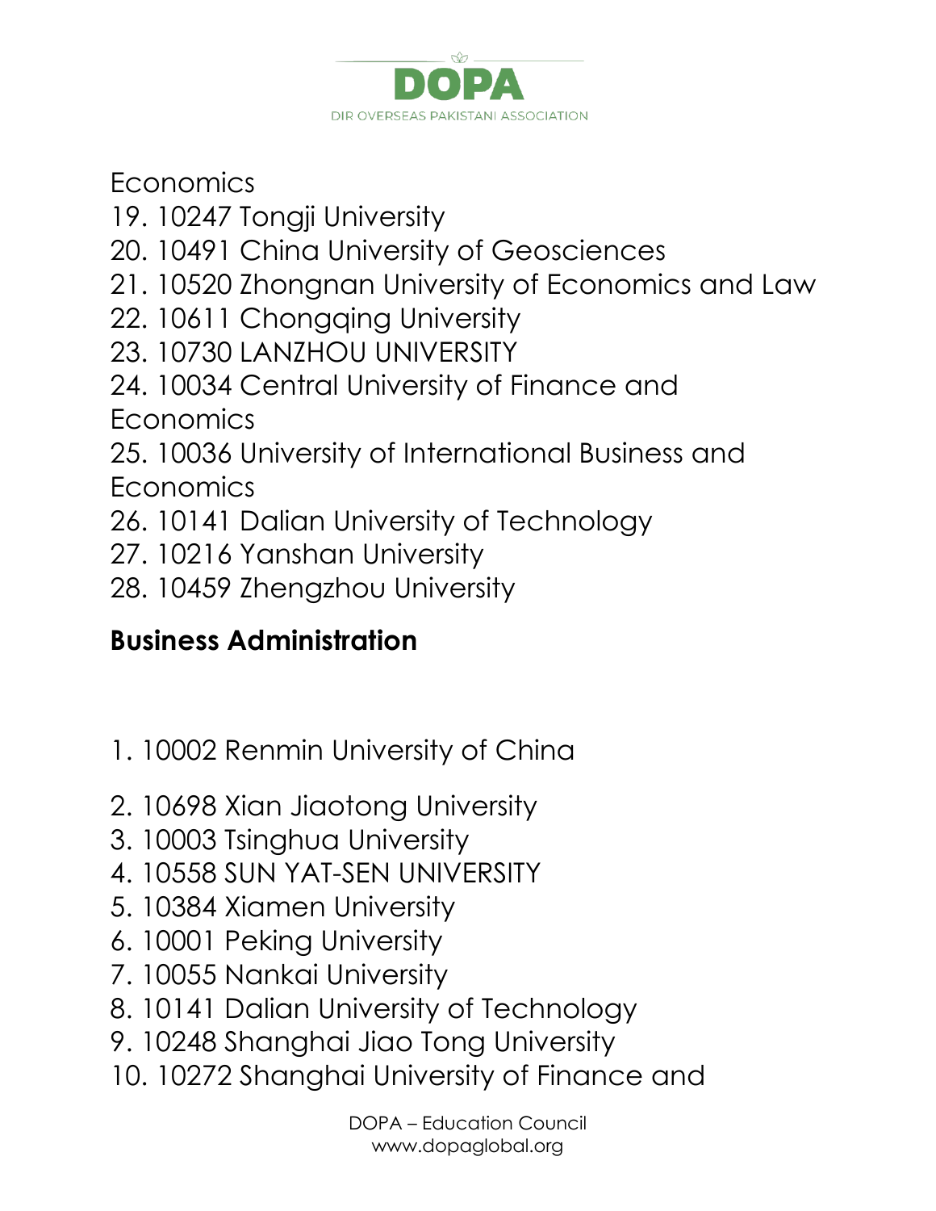Economics

19. 10247 Tongji University
20. 10491 China University of Geosciences
21. 10520 Zhongnan University of Economics and Law
22. 10611 Chongqing University
23. 10730 LANZHOU UNIVERSITY
24. 10034 Central University of Finance and Economics
25. 10036 University of International Business and Economics
26. 10141 Dalian University of Technology
27. 10216 Yanshan University
28. 10459 Zhengzhou University

**Business Administration**

1. 10002 Renmin University of China
2. 10698 Xian Jiaotong University
3. 10003 Tsinghua University
4. 10558 SUN YAT-SEN UNIVERSITY
5. 10384 Xiamen University
6. 10001 Peking University
7. 10055 Nankai University
8. 10141 Dalian University of Technology
9. 10248 Shanghai Jiao Tong University
10. 10272 Shanghai University of Finance and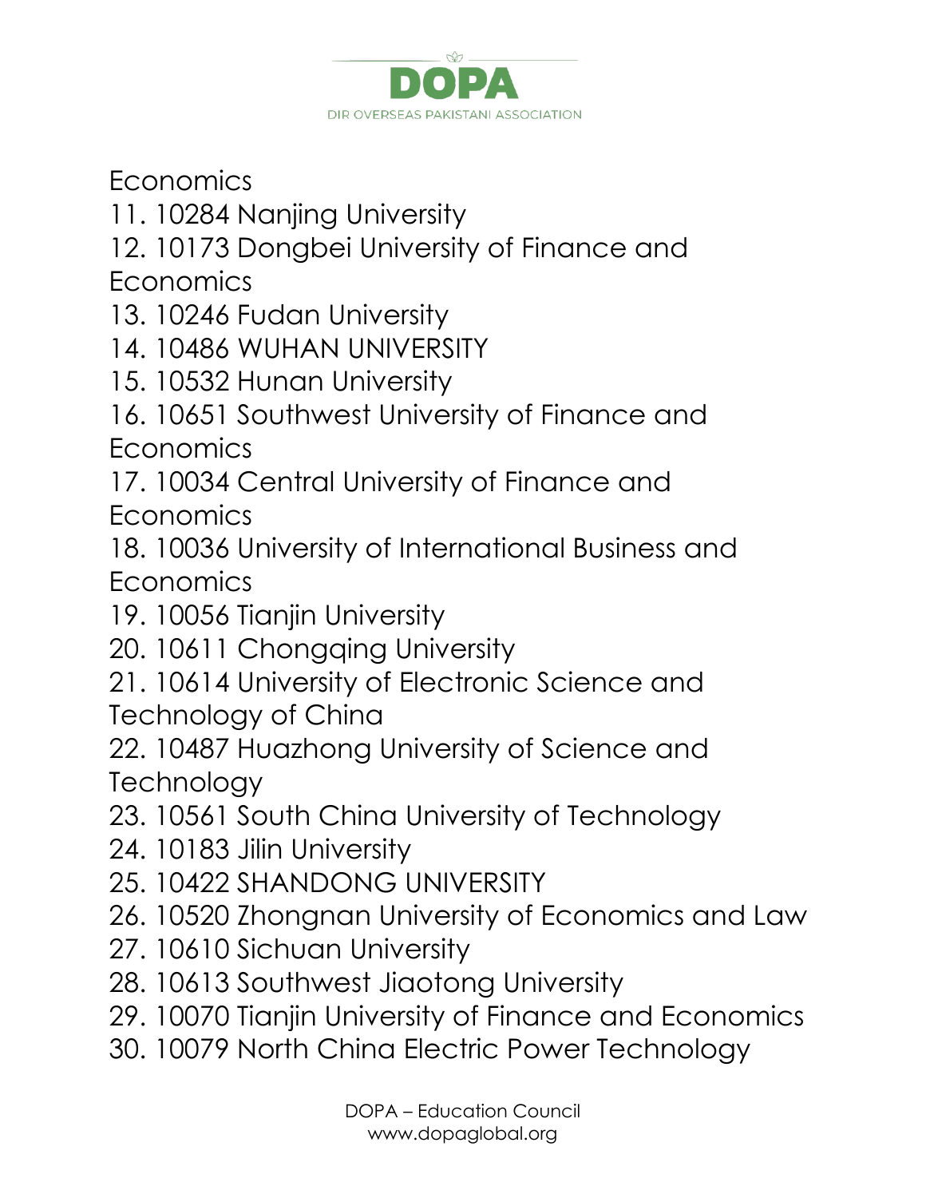Economics

11. 10284 Nanjing University
12. 10173 Dongbei University of Finance and Economics
13. 10246 Fudan University
14. 10486 WUHAN UNIVERSITY
15. 10532 Hunan University
16. 10651 Southwest University of Finance and Economics
17. 10034 Central University of Finance and Economics
18. 10036 University of International Business and Economics
19. 10056 Tianjin University
20. 10611 Chongqing University
21. 10614 University of Electronic Science and Technology of China
22. 10487 Huazhong University of Science and Technology
23. 10561 South China University of Technology
24. 10183 Jilin University
25. 10422 SHANDONG UNIVERSITY
26. 10520 Zhongnan University of Economics and Law
27. 10610 Sichuan University
28. 10613 Southwest Jiaotong University
29. 10070 Tianjin University of Finance and Economics
30. 10079 North China Electric Power Technology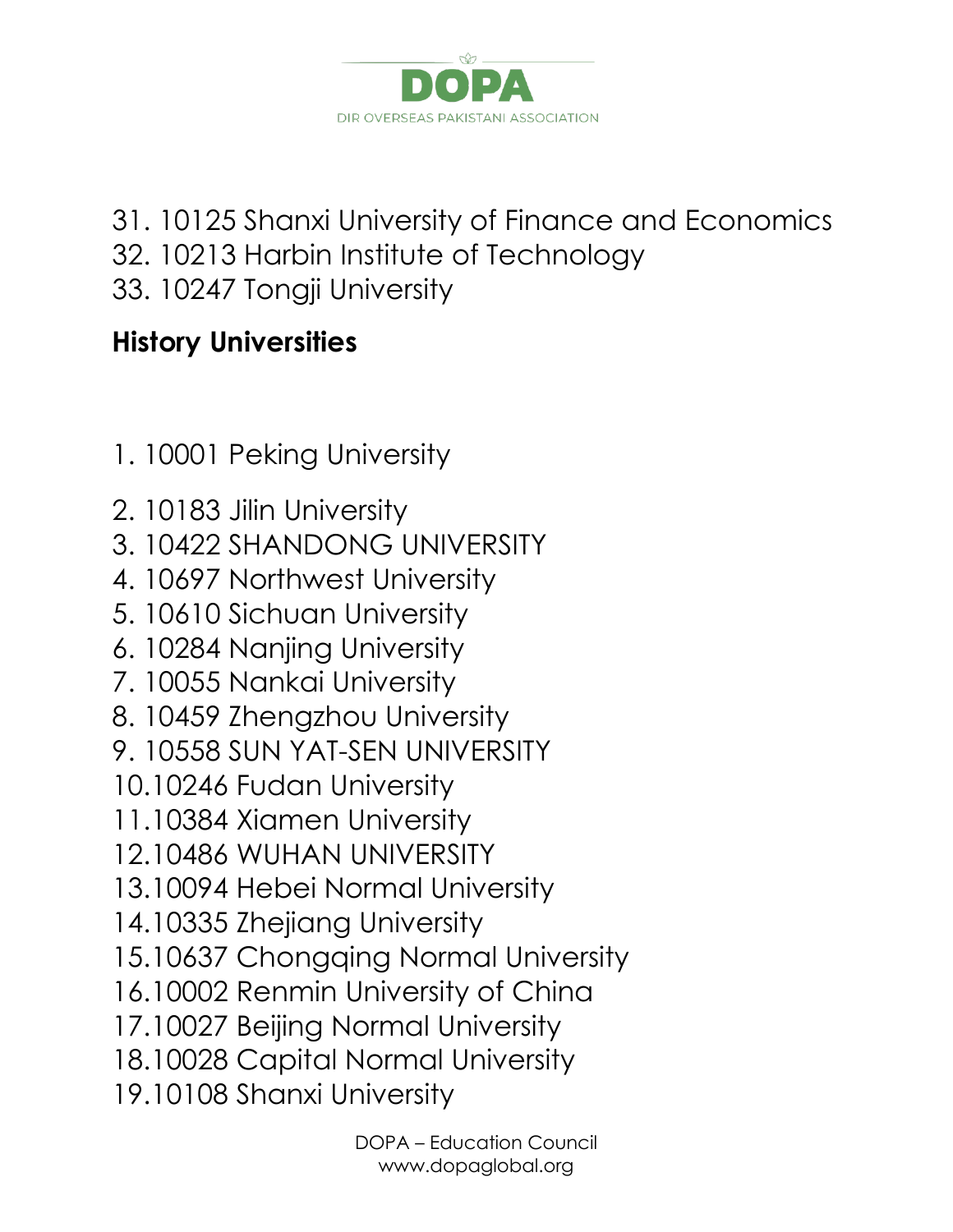31. 10125 Shanxi University of Finance and Economics
32. 10213 Harbin Institute of Technology
33. 10247 Tongji University

## History Universities

1. 10001 Peking University
2. 10183 Jilin University
3. 10422 SHANDONG UNIVERSITY
4. 10697 Northwest University
5. 10610 Sichuan University
6. 10284 Nanjing University
7. 10055 Nankai University
8. 10459 Zhengzhou University
9. 10558 SUN YAT-SEN UNIVERSITY
10. 10246 Fudan University
11. 10384 Xiamen University
12. 10486 WUHAN UNIVERSITY
13. 10094 Hebei Normal University
14. 10335 Zhejiang University
15. 10637 Chongqing Normal University
16. 10002 Renmin University of China
17. 10027 Beijing Normal University
18. 10028 Capital Normal University
19. 10108 Shanxi University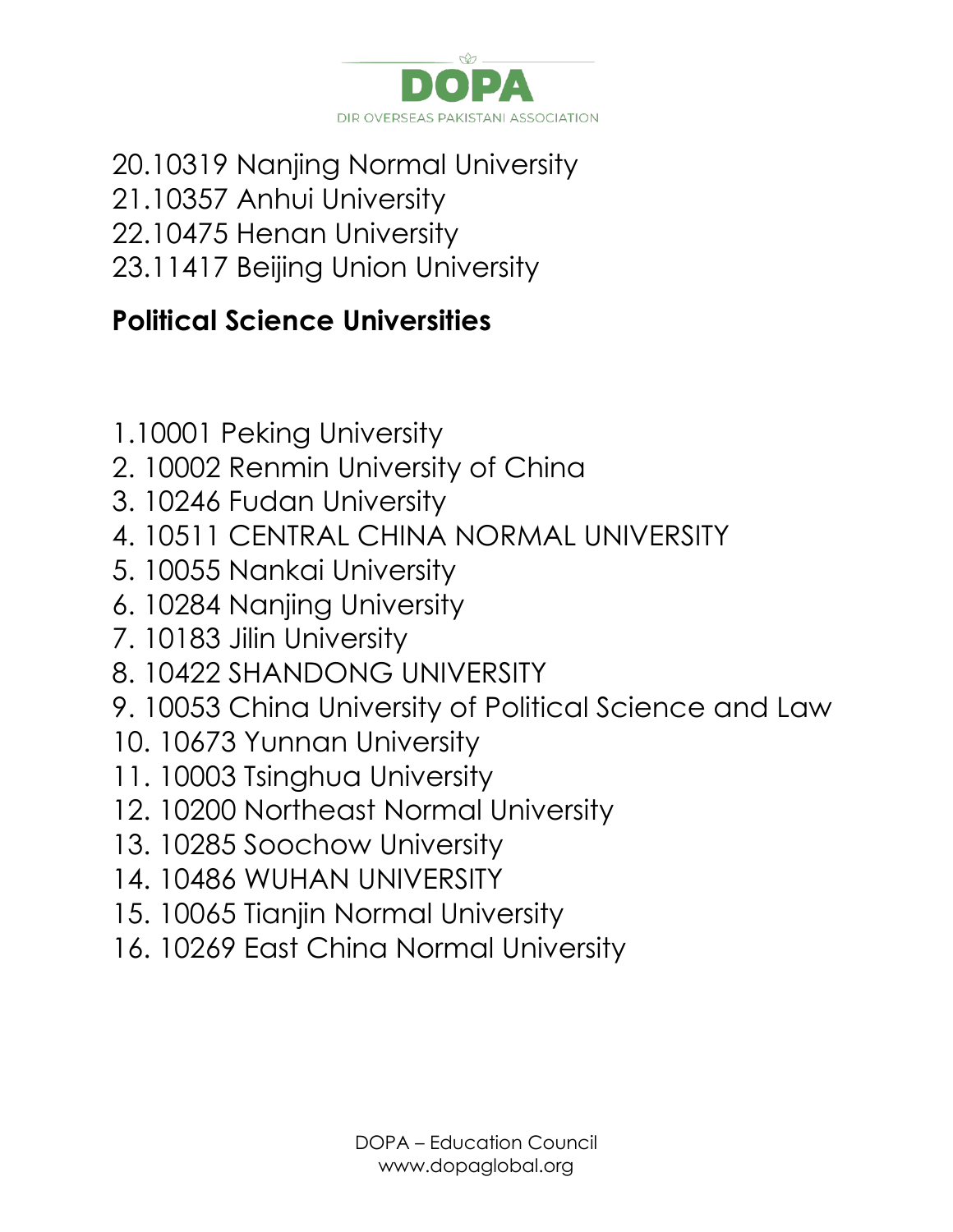20.10319 Nanjing Normal University
21.10357 Anhui University
22.10475 Henan University
23.11417 Beijing Union University

**Political Science Universities**

1.10001 Peking University
2. 10002 Renmin University of China
3. 10246 Fudan University
4. 10511 CENTRAL CHINA NORMAL UNIVERSITY
5. 10055 Nankai University
6. 10284 Nanjing University
7. 10183 Jilin University
8. 10422 SHANDONG UNIVERSITY
9. 10053 China University of Political Science and Law
10. 10673 Yunnan University
11. 10003 Tsinghua University
12. 10200 Northeast Normal University
13. 10285 Soochow University
14. 10486 WUHAN UNIVERSITY
15. 10065 Tianjin Normal University
16. 10269 East China Normal University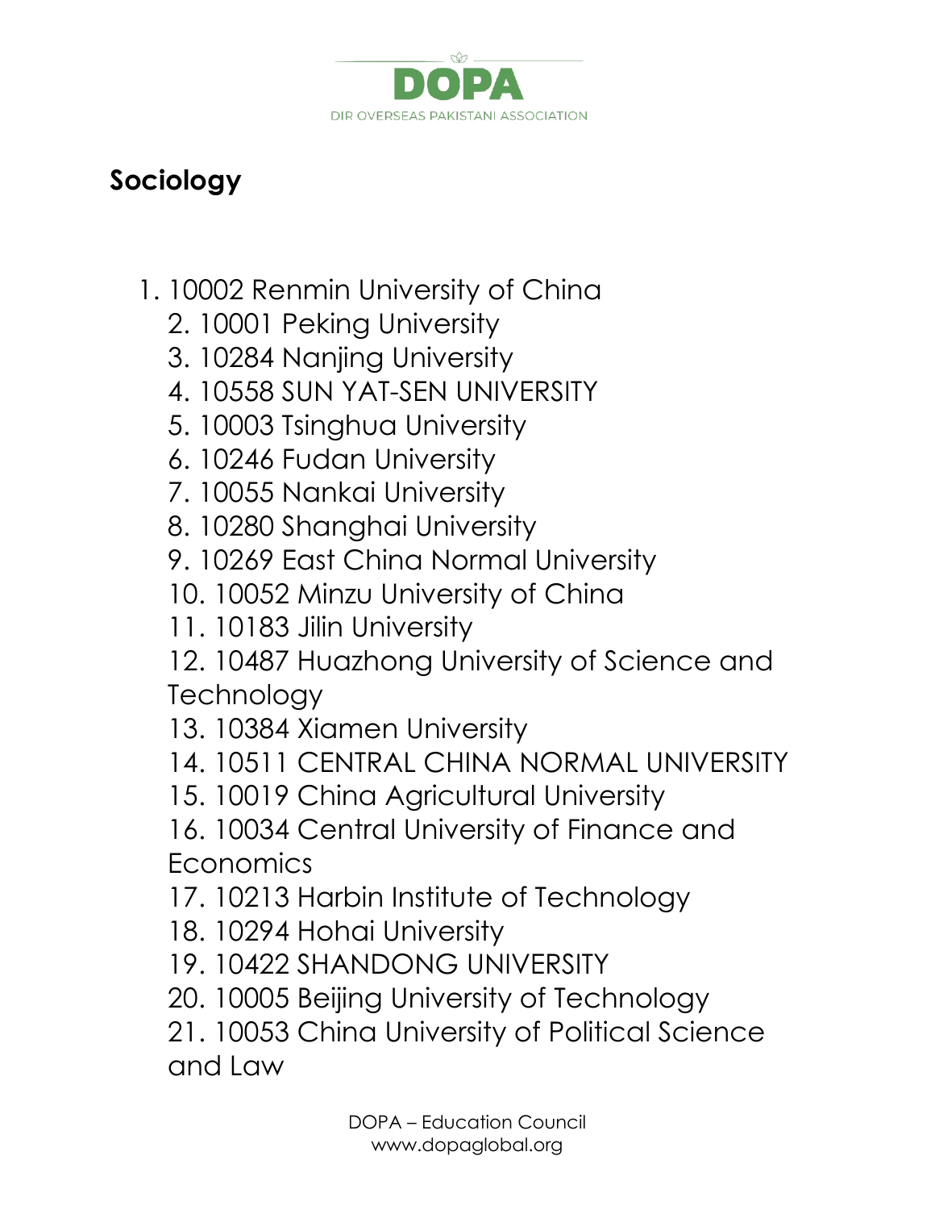## Sociology

1. 10002 Renmin University of China
2. 10001 Peking University
3. 10284 Nanjing University
4. 10558 SUN YAT-SEN UNIVERSITY
5. 10003 Tsinghua University
6. 10246 Fudan University
7. 10055 Nankai University
8. 10280 Shanghai University
9. 10269 East China Normal University
10. 10052 Minzu University of China
11. 10183 Jilin University
12. 10487 Huazhong University of Science and Technology
13. 10384 Xiamen University
14. 10511 CENTRAL CHINA NORMAL UNIVERSITY
15. 10019 China Agricultural University
16. 10034 Central University of Finance and Economics
17. 10213 Harbin Institute of Technology
18. 10294 Hohai University
19. 10422 SHANDONG UNIVERSITY
20. 10005 Beijing University of Technology
21. 10053 China University of Political Science and Law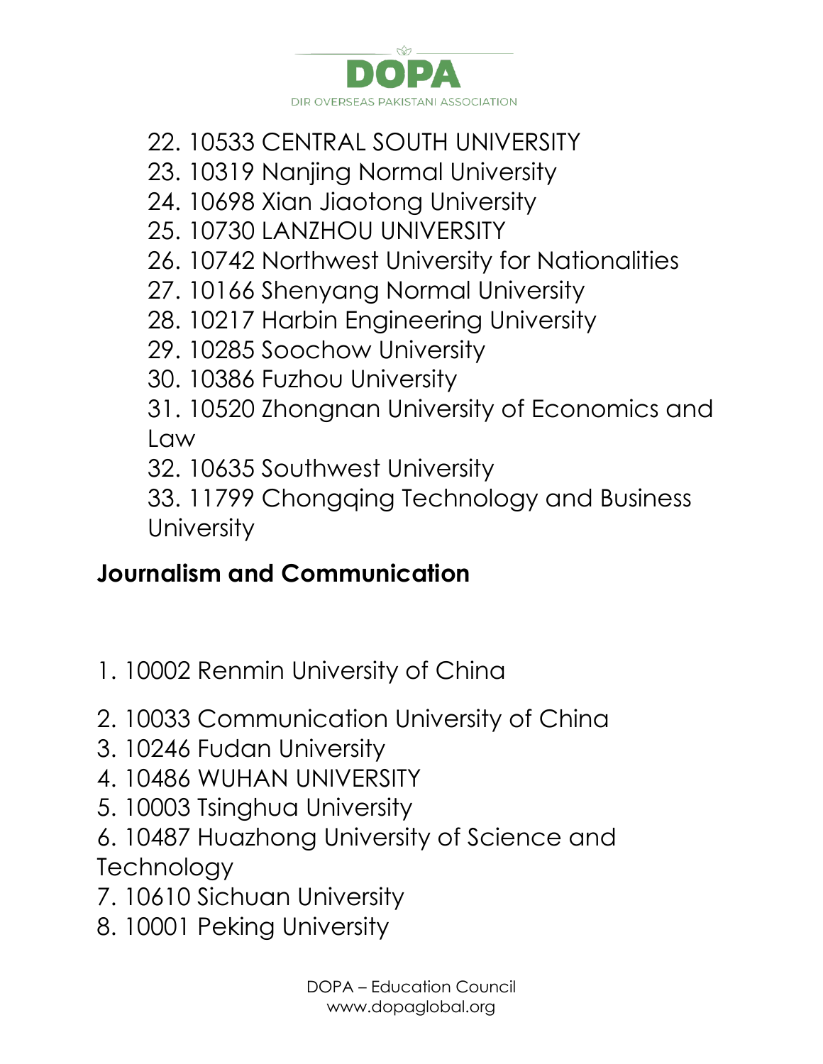22. 10533 CENTRAL SOUTH UNIVERSITY
23. 10319 Nanjing Normal University
24. 10698 Xian Jiaotong University
25. 10730 LANZHOU UNIVERSITY
26. 10742 Northwest University for Nationalities
27. 10166 Shenyang Normal University
28. 10217 Harbin Engineering University
29. 10285 Soochow University
30. 10386 Fuzhou University
31. 10520 Zhongnan University of Economics and Law
32. 10635 Southwest University
33. 11799 Chongqing Technology and Business University

**Journalism and Communication**

1. 10002 Renmin University of China
2. 10033 Communication University of China
3. 10246 Fudan University
4. 10486 WUHAN UNIVERSITY
5. 10003 Tsinghua University
6. 10487 Huazhong University of Science and Technology
7. 10610 Sichuan University
8. 10001 Peking University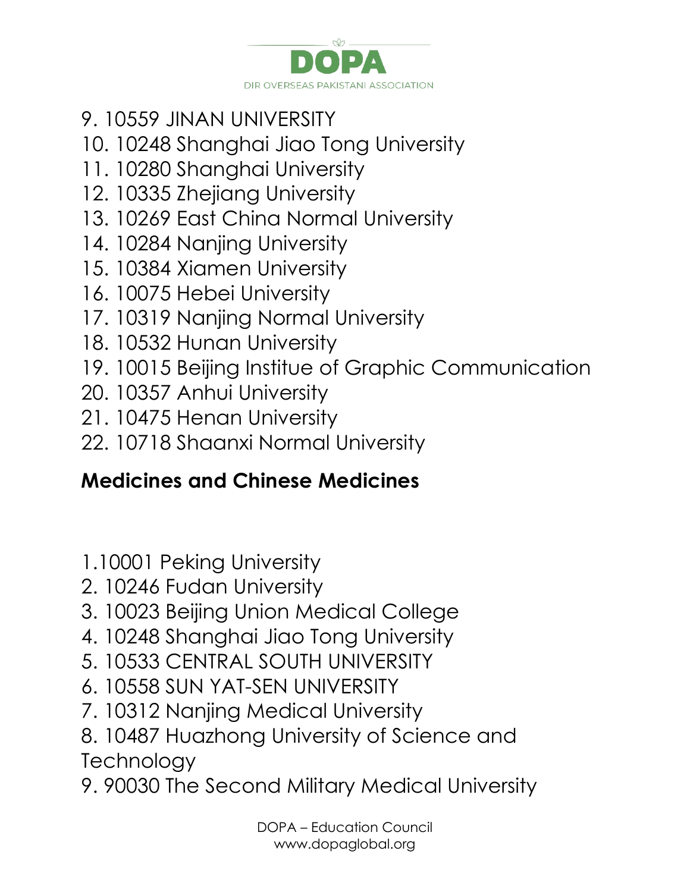9. 10559 JINAN UNIVERSITY
10. 10248 Shanghai Jiao Tong University
11. 10280 Shanghai University
12. 10335 Zhejiang University
13. 10269 East China Normal University
14. 10284 Nanjing University
15. 10384 Xiamen University
16. 10075 Hebei University
17. 10319 Nanjing Normal University
18. 10532 Hunan University
19. 10015 Beijing Institue of Graphic Communication
20. 10357 Anhui University
21. 10475 Henan University
22. 10718 Shaanxi Normal University

**Medicines and Chinese Medicines**

1. 10001 Peking University
2. 10246 Fudan University
3. 10023 Beijing Union Medical College
4. 10248 Shanghai Jiao Tong University
5. 10533 CENTRAL SOUTH UNIVERSITY
6. 10558 SUN YAT-SEN UNIVERSITY
7. 10312 Nanjing Medical University
8. 10487 Huazhong University of Science and Technology
9. 90030 The Second Military Medical University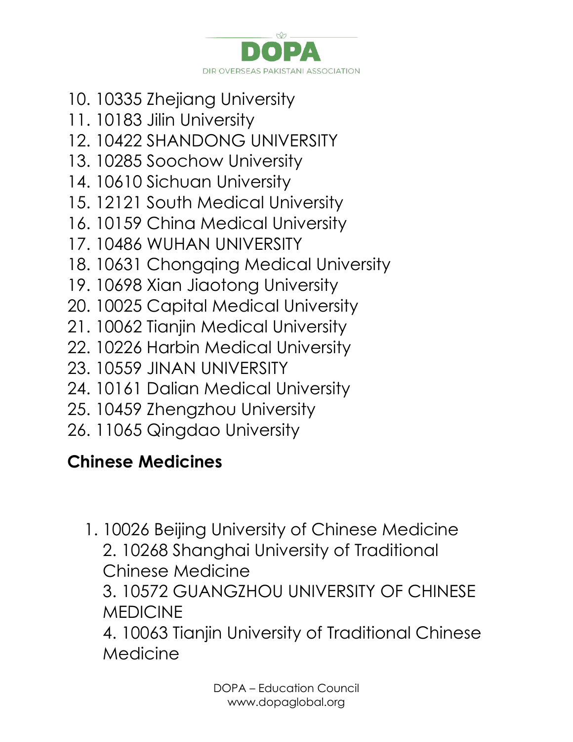10. 10335 Zhejiang University
11. 10183 Jilin University
12. 10422 SHANDONG UNIVERSITY
13. 10285 Soochow University
14. 10610 Sichuan University
15. 12121 South Medical University
16. 10159 China Medical University
17. 10486 WUHAN UNIVERSITY
18. 10631 Chongqing Medical University
19. 10698 Xian Jiaotong University
20. 10025 Capital Medical University
21. 10062 Tianjin Medical University
22. 10226 Harbin Medical University
23. 10559 JINAN UNIVERSITY
24. 10161 Dalian Medical University
25. 10459 Zhengzhou University
26. 11065 Qingdao University

## Chinese Medicines

1. 10026 Beijing University of Chinese Medicine
2. 10268 Shanghai University of Traditional Chinese Medicine
3. 10572 GUANGZHOU UNIVERSITY OF CHINESE MEDICINE
4. 10063 Tianjin University of Traditional Chinese Medicine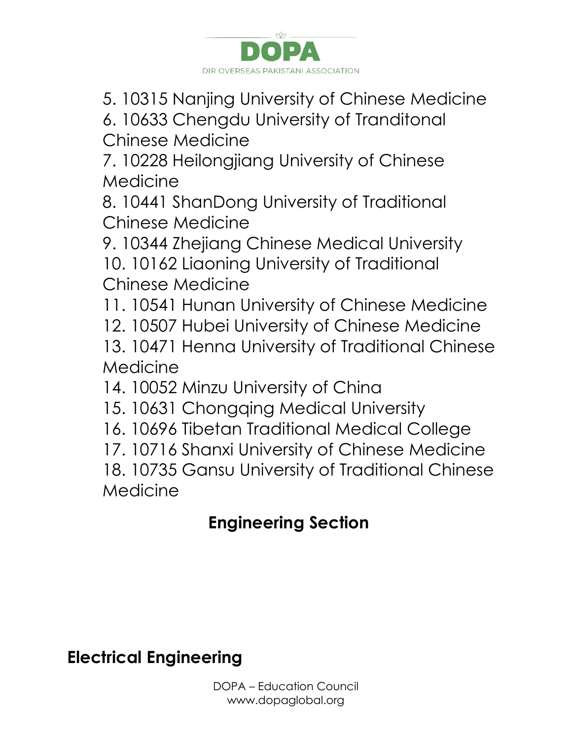5. 10315 Nanjing University of Chinese Medicine
6. 10633 Chengdu University of Tranditonal Chinese Medicine
7. 10228 Heilongjiang University of Chinese Medicine
8. 10441 ShanDong University of Traditional Chinese Medicine
9. 10344 Zhejiang Chinese Medical University
10. 10162 Liaoning University of Traditional Chinese Medicine
11. 10541 Hunan University of Chinese Medicine
12. 10507 Hubei University of Chinese Medicine
13. 10471 Henna University of Traditional Chinese Medicine
14. 10052 Minzu University of China
15. 10631 Chongqing Medical University
16. 10696 Tibetan Traditional Medical College
17. 10716 Shanxi University of Chinese Medicine
18. 10735 Gansu University of Traditional Chinese Medicine

## Engineering Section

## Electrical Engineering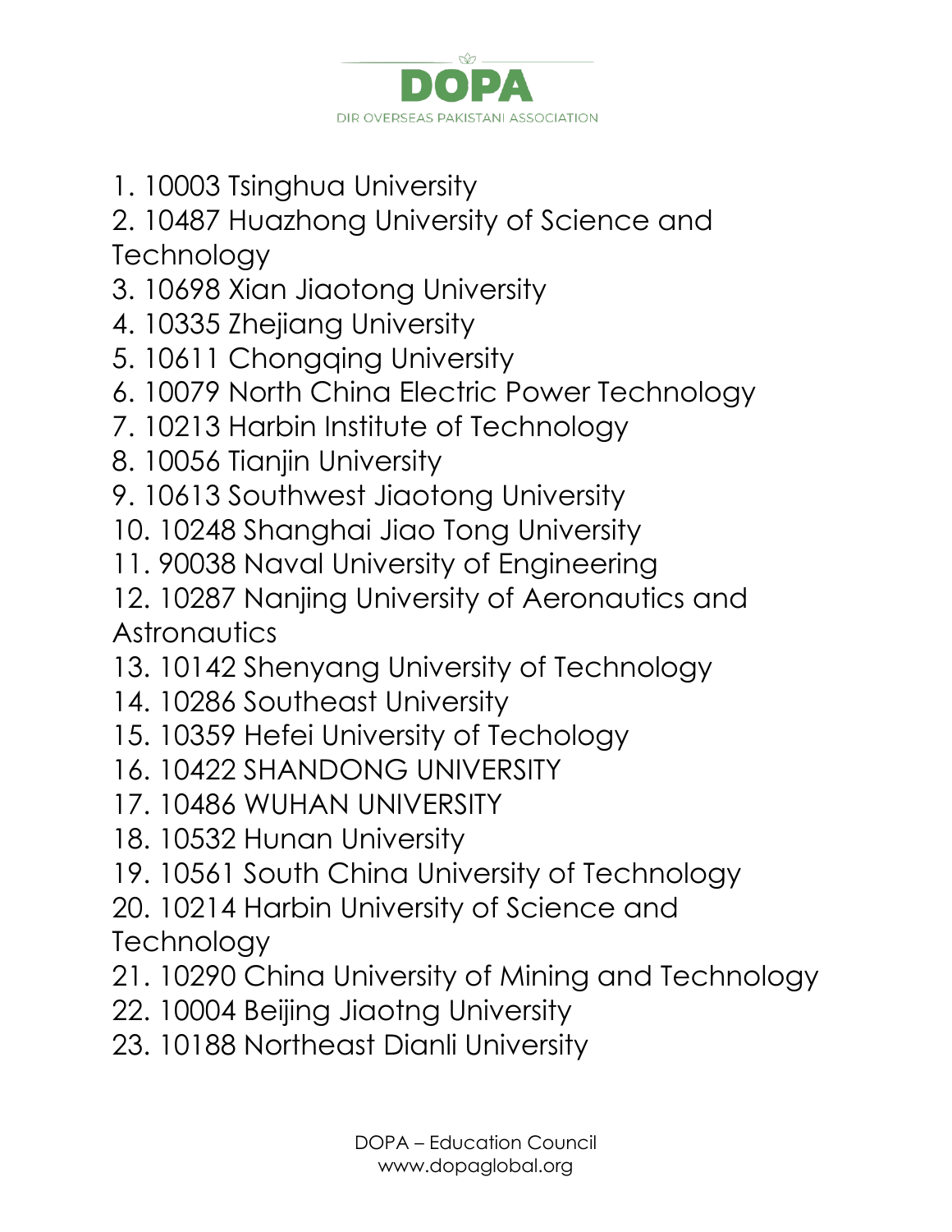1. 10003 Tsinghua University
2. 10487 Huazhong University of Science and Technology
3. 10698 Xian Jiaotong University
4. 10335 Zhejiang University
5. 10611 Chongqing University
6. 10079 North China Electric Power Technology
7. 10213 Harbin Institute of Technology
8. 10056 Tianjin University
9. 10613 Southwest Jiaotong University
10. 10248 Shanghai Jiao Tong University
11. 90038 Naval University of Engineering
12. 10287 Nanjing University of Aeronautics and Astronautics
13. 10142 Shenyang University of Technology
14. 10286 Southeast University
15. 10359 Hefei University of Techology
16. 10422 SHANDONG UNIVERSITY
17. 10486 WUHAN UNIVERSITY
18. 10532 Hunan University
19. 10561 South China University of Technology
20. 10214 Harbin University of Science and Technology
21. 10290 China University of Mining and Technology
22. 10004 Beijing Jiaotng University
23. 10188 Northeast Dianli University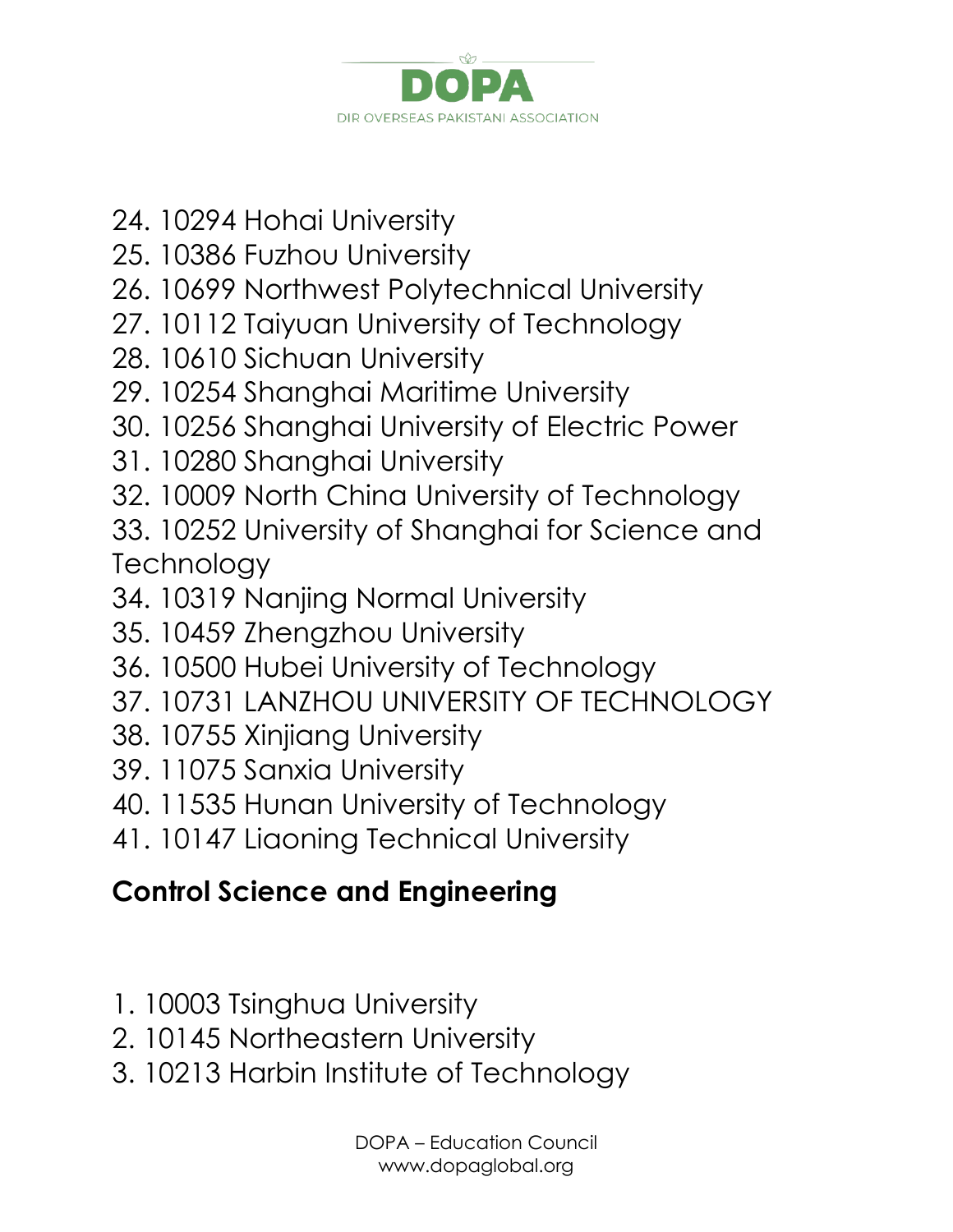24. 10294 Hohai University
25. 10386 Fuzhou University
26. 10699 Northwest Polytechnical University
27. 10112 Taiyuan University of Technology
28. 10610 Sichuan University
29. 10254 Shanghai Maritime University
30. 10256 Shanghai University of Electric Power
31. 10280 Shanghai University
32. 10009 North China University of Technology
33. 10252 University of Shanghai for Science and Technology
34. 10319 Nanjing Normal University
35. 10459 Zhengzhou University
36. 10500 Hubei University of Technology
37. 10731 LANZHOU UNIVERSITY OF TECHNOLOGY
38. 10755 Xinjiang University
39. 11075 Sanxia University
40. 11535 Hunan University of Technology
41. 10147 Liaoning Technical University

### Control Science and Engineering

1. 10003 Tsinghua University
2. 10145 Northeastern University
3. 10213 Harbin Institute of Technology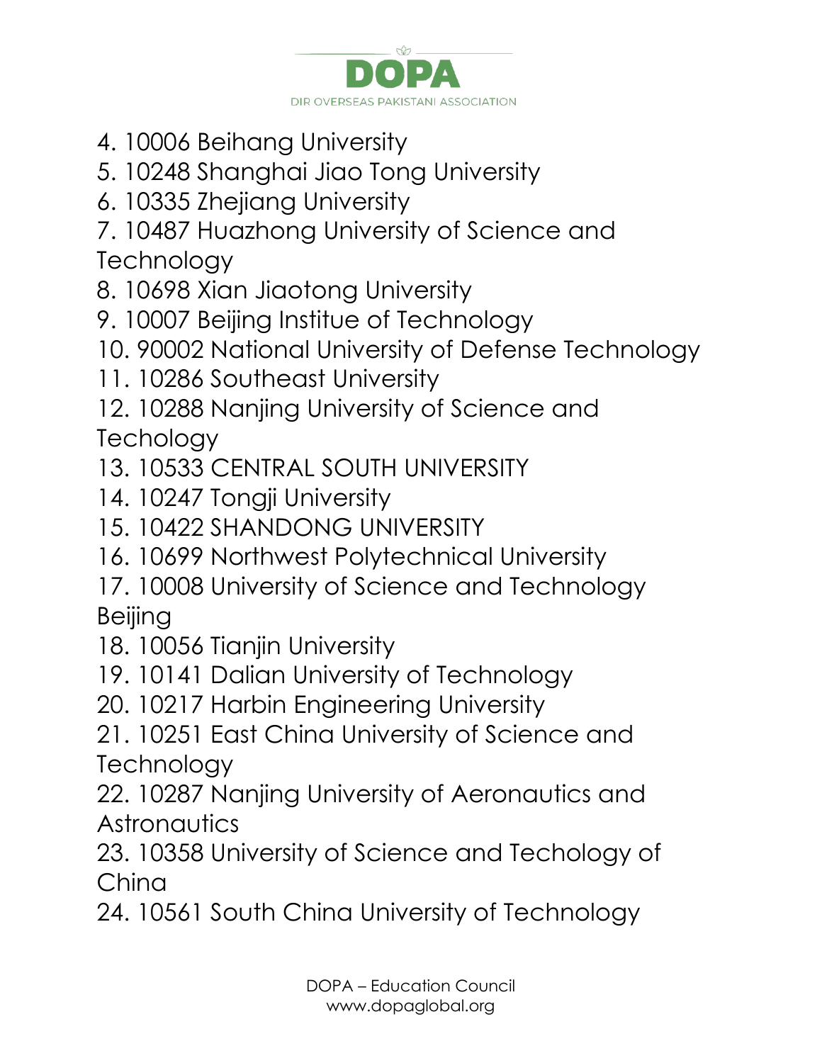4. 10006 Beihang University
5. 10248 Shanghai Jiao Tong University
6. 10335 Zhejiang University
7. 10487 Huazhong University of Science and Technology
8. 10698 Xian Jiaotong University
9. 10007 Beijing Institue of Technology
10. 90002 National University of Defense Technology
11. 10286 Southeast University
12. 10288 Nanjing University of Science and Techology
13. 10533 CENTRAL SOUTH UNIVERSITY
14. 10247 Tongji University
15. 10422 SHANDONG UNIVERSITY
16. 10699 Northwest Polytechnical University
17. 10008 University of Science and Technology Beijing
18. 10056 Tianjin University
19. 10141 Dalian University of Technology
20. 10217 Harbin Engineering University
21. 10251 East China University of Science and Technology
22. 10287 Nanjing University of Aeronautics and Astronautics
23. 10358 University of Science and Techology of China
24. 10561 South China University of Technology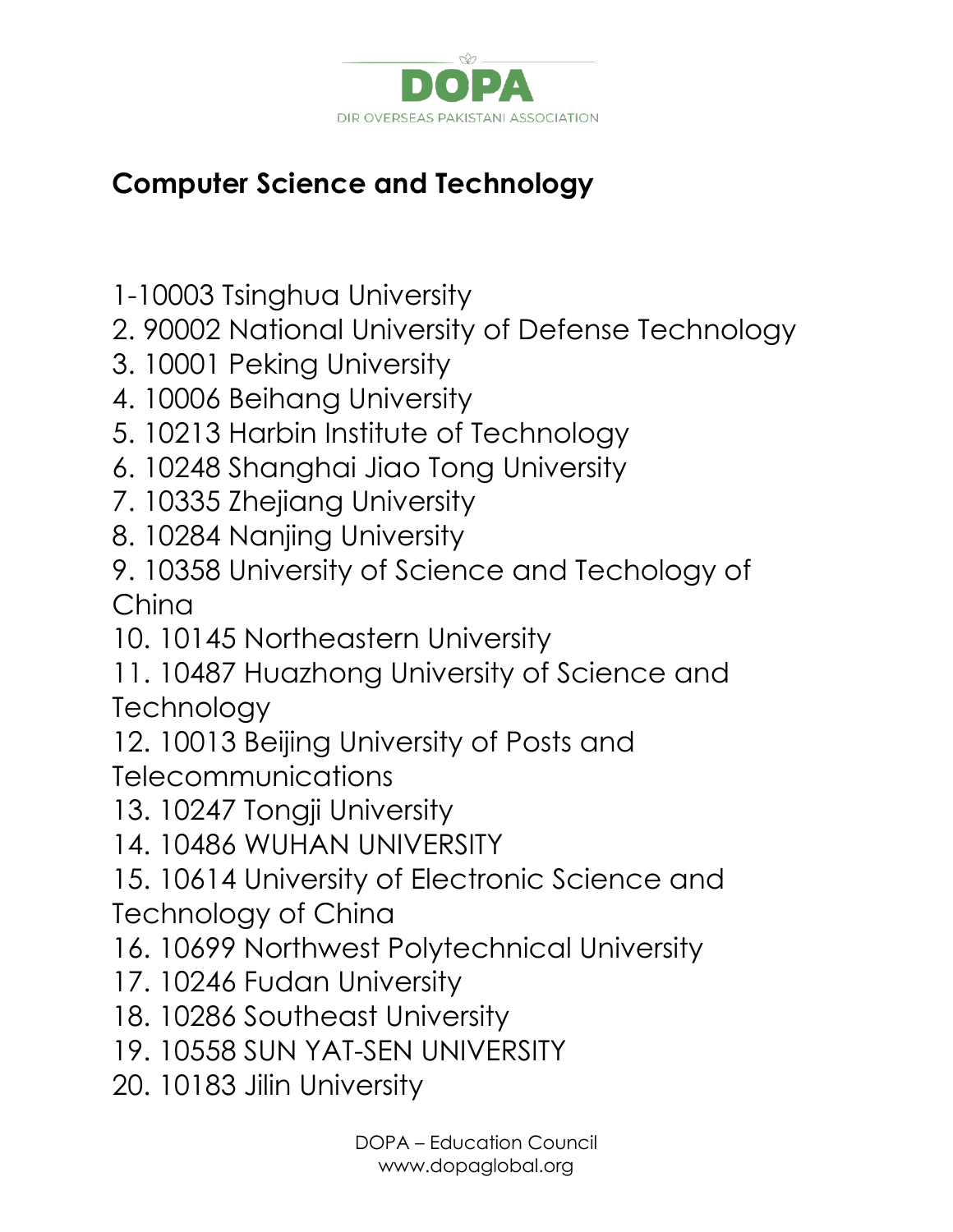## Computer Science and Technology

1-10003 Tsinghua University
2. 90002 National University of Defense Technology
3. 10001 Peking University
4. 10006 Beihang University
5. 10213 Harbin Institute of Technology
6. 10248 Shanghai Jiao Tong University
7. 10335 Zhejiang University
8. 10284 Nanjing University
9. 10358 University of Science and Techology of China
10. 10145 Northeastern University
11. 10487 Huazhong University of Science and Technology
12. 10013 Beijing University of Posts and Telecommunications
13. 10247 Tongji University
14. 10486 WUHAN UNIVERSITY
15. 10614 University of Electronic Science and Technology of China
16. 10699 Northwest Polytechnical University
17. 10246 Fudan University
18. 10286 Southeast University
19. 10558 SUN YAT-SEN UNIVERSITY
20. 10183 Jilin University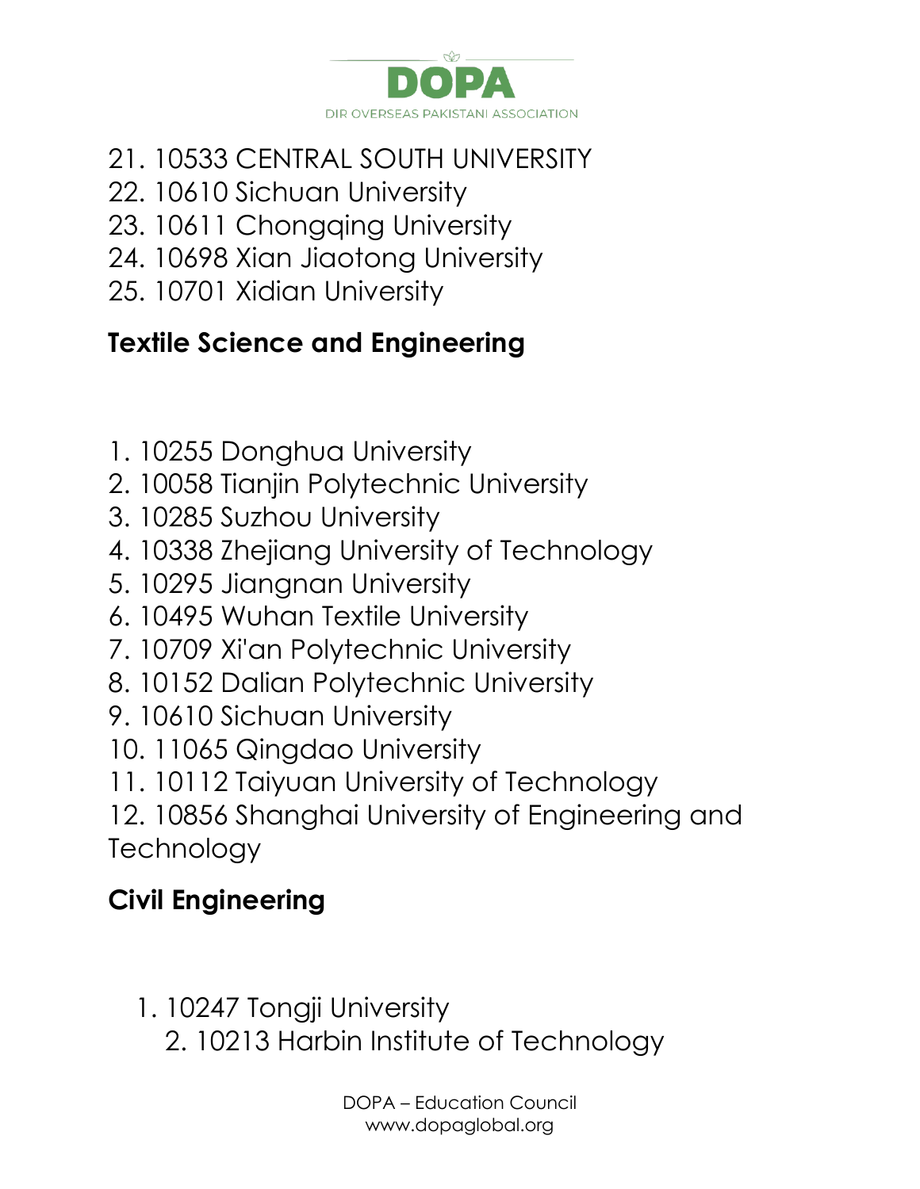21. 10533 CENTRAL SOUTH UNIVERSITY
22. 10610 Sichuan University
23. 10611 Chongqing University
24. 10698 Xian Jiaotong University
25. 10701 Xidian University

## Textile Science and Engineering

1. 10255 Donghua University
2. 10058 Tianjin Polytechnic University
3. 10285 Suzhou University
4. 10338 Zhejiang University of Technology
5. 10295 Jiangnan University
6. 10495 Wuhan Textile University
7. 10709 Xi'an Polytechnic University
8. 10152 Dalian Polytechnic University
9. 10610 Sichuan University
10. 11065 Qingdao University
11. 10112 Taiyuan University of Technology
12. 10856 Shanghai University of Engineering and Technology

## Civil Engineering

1. 10247 Tongji University
2. 10213 Harbin Institute of Technology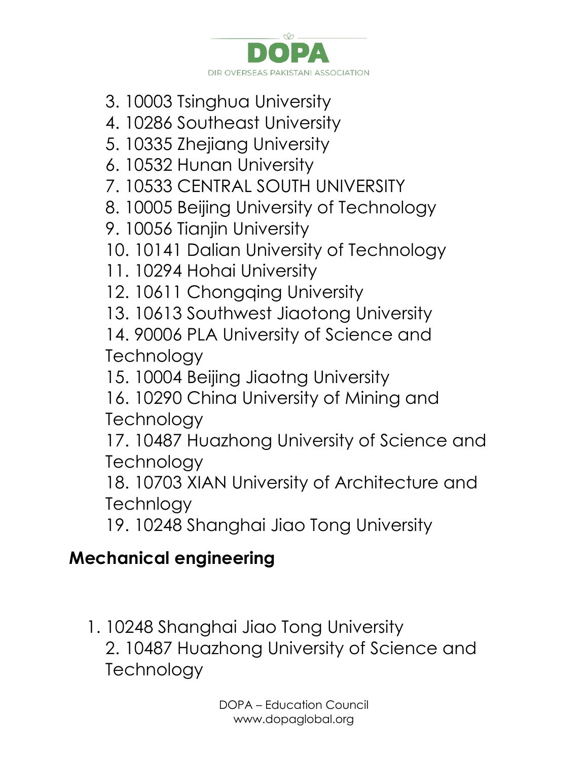3. 10003 Tsinghua University
4. 10286 Southeast University
5. 10335 Zhejiang University
6. 10532 Hunan University
7. 10533 CENTRAL SOUTH UNIVERSITY
8. 10005 Beijing University of Technology
9. 10056 Tianjin University
10. 10141 Dalian University of Technology
11. 10294 Hohai University
12. 10611 Chongqing University
13. 10613 Southwest Jiaotong University
14. 90006 PLA University of Science and Technology
15. 10004 Beijing Jiaotng University
16. 10290 China University of Mining and Technology
17. 10487 Huazhong University of Science and Technology
18. 10703 XIAN University of Architecture and Technlogy
19. 10248 Shanghai Jiao Tong University

**Mechanical engineering**

1. 10248 Shanghai Jiao Tong University
2. 10487 Huazhong University of Science and Technology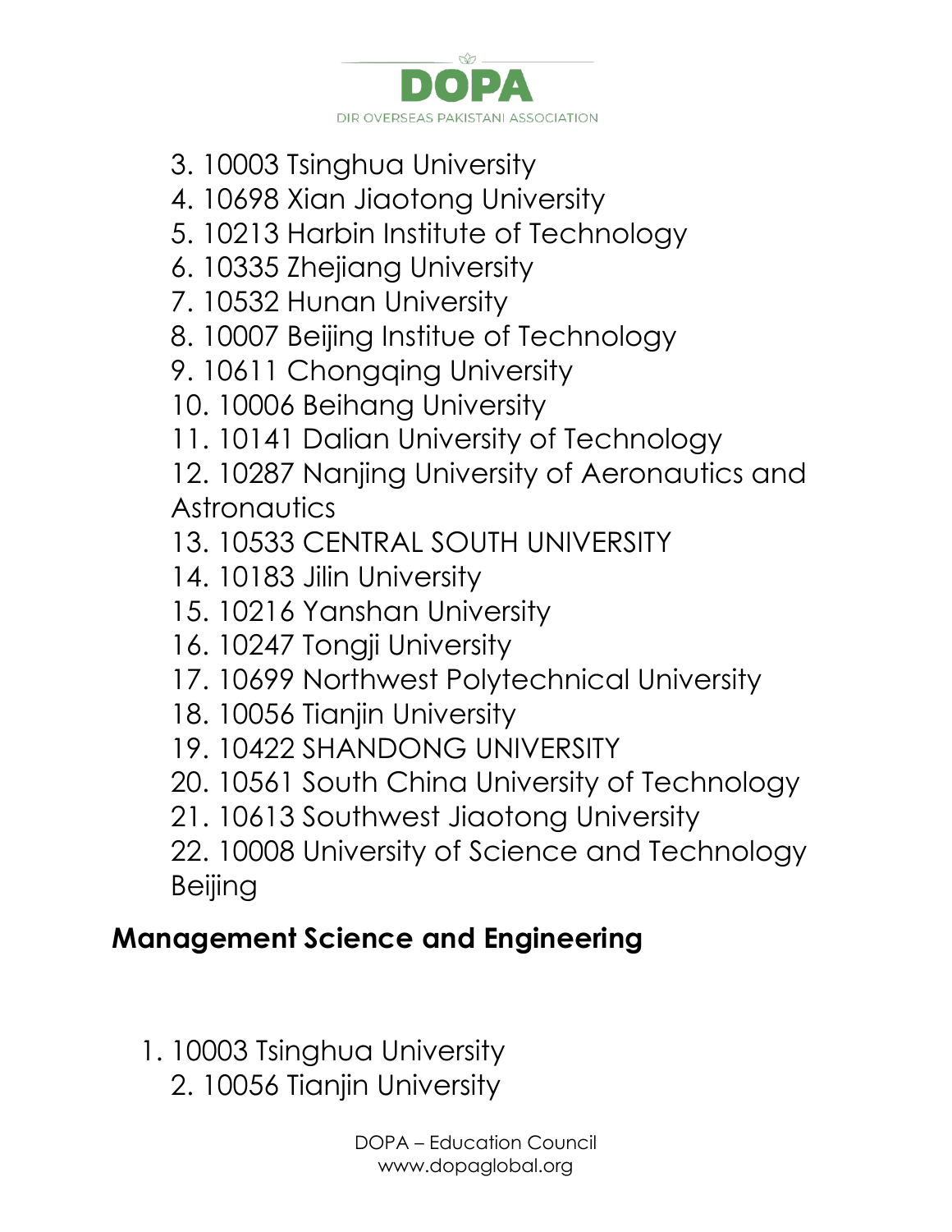3. 10003 Tsinghua University
4. 10698 Xian Jiaotong University
5. 10213 Harbin Institute of Technology
6. 10335 Zhejiang University
7. 10532 Hunan University
8. 10007 Beijing Institue of Technology
9. 10611 Chongqing University
10. 10006 Beihang University
11. 10141 Dalian University of Technology
12. 10287 Nanjing University of Aeronautics and Astronautics
13. 10533 CENTRAL SOUTH UNIVERSITY
14. 10183 Jilin University
15. 10216 Yanshan University
16. 10247 Tongji University
17. 10699 Northwest Polytechnical University
18. 10056 Tianjin University
19. 10422 SHANDONG UNIVERSITY
20. 10561 South China University of Technology
21. 10613 Southwest Jiaotong University
22. 10008 University of Science and Technology Beijing

## Management Science and Engineering

1. 10003 Tsinghua University
2. 10056 Tianjin University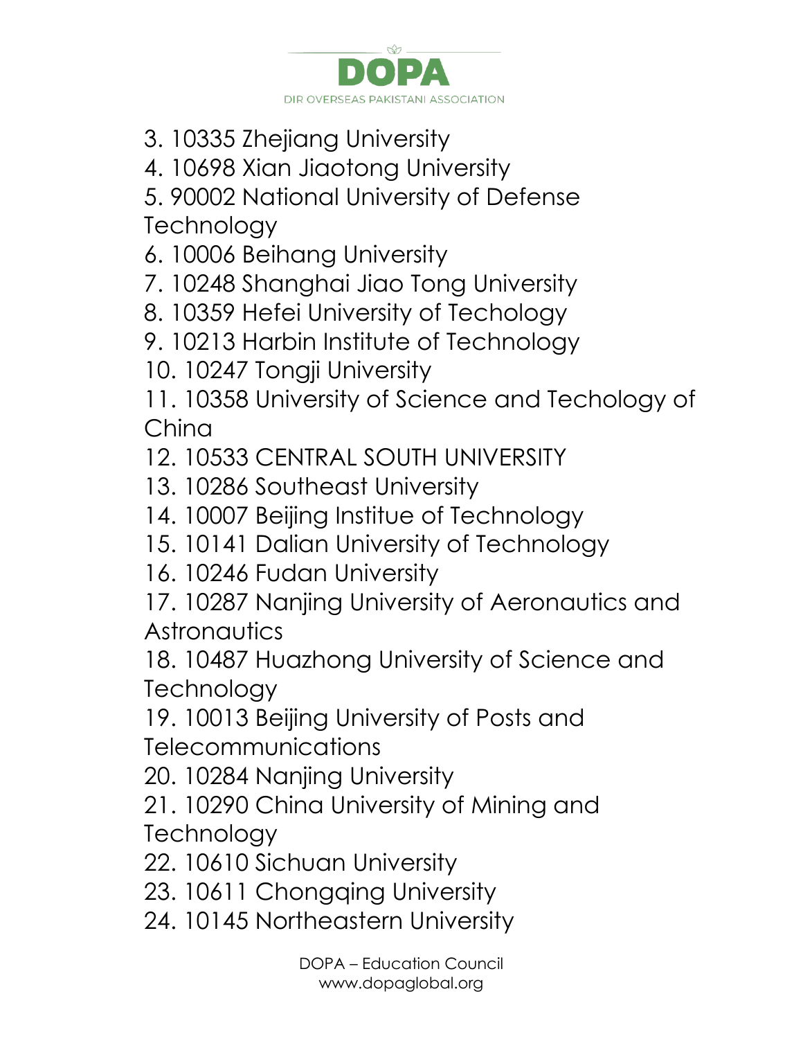3. 10335 Zhejiang University
4. 10698 Xian Jiaotong University
5. 90002 National University of Defense Technology
6. 10006 Beihang University
7. 10248 Shanghai Jiao Tong University
8. 10359 Hefei University of Techology
9. 10213 Harbin Institute of Technology
10. 10247 Tongji University
11. 10358 University of Science and Techology of China
12. 10533 CENTRAL SOUTH UNIVERSITY
13. 10286 Southeast University
14. 10007 Beijing Institue of Technology
15. 10141 Dalian University of Technology
16. 10246 Fudan University
17. 10287 Nanjing University of Aeronautics and Astronautics
18. 10487 Huazhong University of Science and Technology
19. 10013 Beijing University of Posts and Telecommunications
20. 10284 Nanjing University
21. 10290 China University of Mining and Technology
22. 10610 Sichuan University
23. 10611 Chongqing University
24. 10145 Northeastern University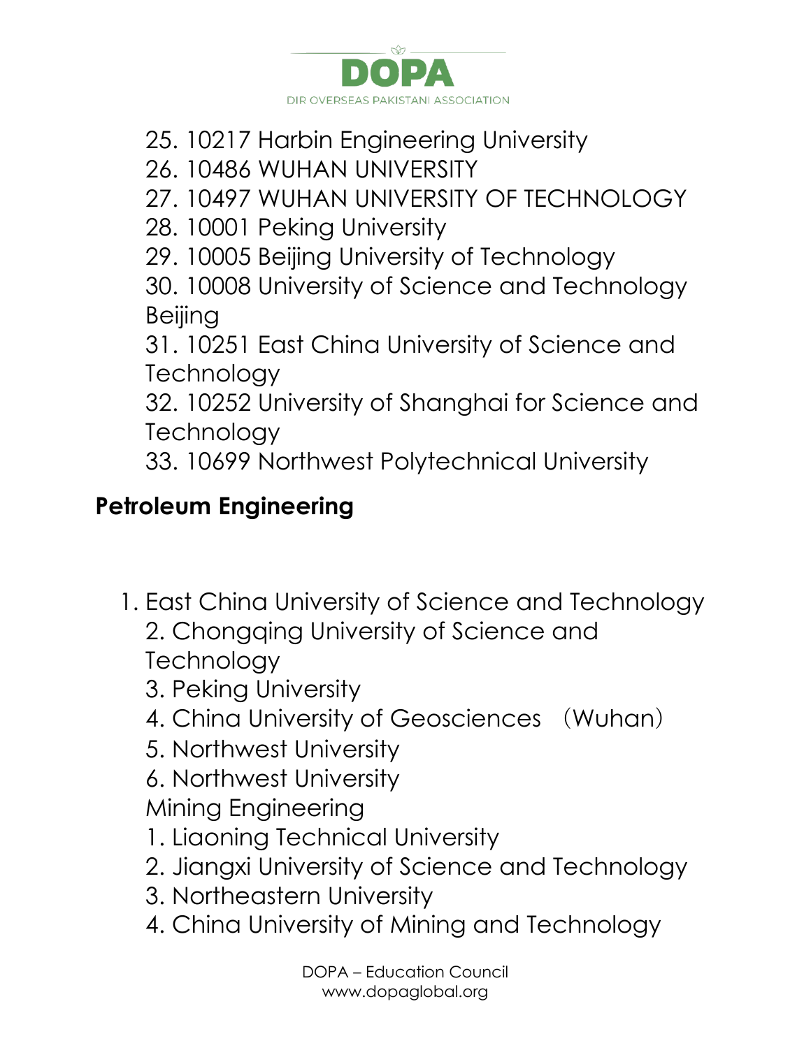25. 10217 Harbin Engineering University
26. 10486 WUHAN UNIVERSITY
27. 10497 WUHAN UNIVERSITY OF TECHNOLOGY
28. 10001 Peking University
29. 10005 Beijing University of Technology
30. 10008 University of Science and Technology Beijing
31. 10251 East China University of Science and Technology
32. 10252 University of Shanghai for Science and Technology
33. 10699 Northwest Polytechnical University

## Petroleum Engineering

1. East China University of Science and Technology
2. Chongqing University of Science and Technology
3. Peking University
4. China University of Geosciences （Wuhan）
5. Northwest University
6. Northwest University

Mining Engineering

1. Liaoning Technical University
2. Jiangxi University of Science and Technology
3. Northeastern University
4. China University of Mining and Technology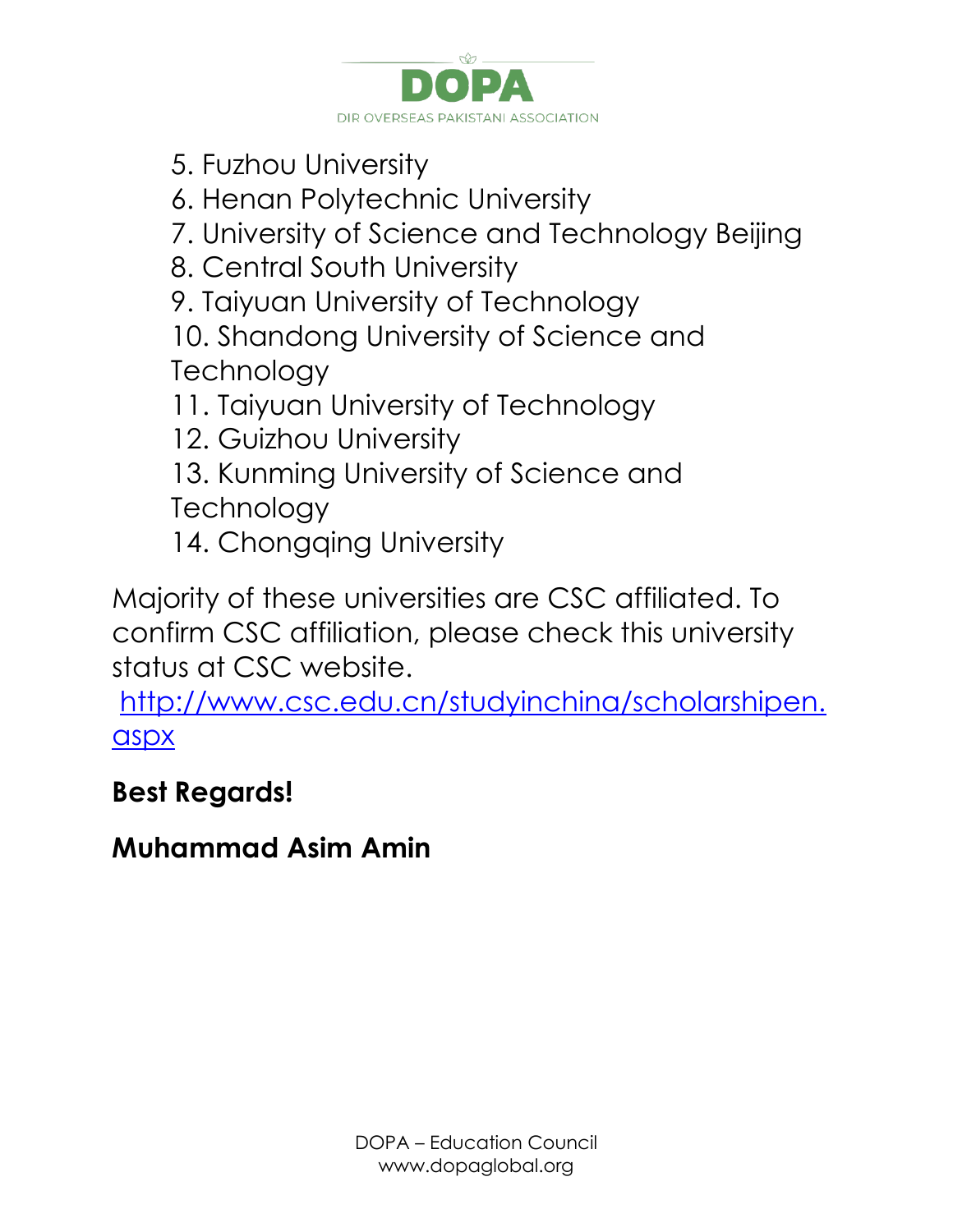5. Fuzhou University
6. Henan Polytechnic University
7. University of Science and Technology Beijing
8. Central South University
9. Taiyuan University of Technology
10. Shandong University of Science and Technology
11. Taiyuan University of Technology
12. Guizhou University
13. Kunming University of Science and Technology
14. Chongqing University

Majority of these universities are CSC affiliated. To confirm CSC affiliation, please check this university status at CSC website.
[http://www.csc.edu.cn/studyinchina/scholarshipen.aspx](http://www.csc.edu.cn/studyinchina/scholarshipen.aspx)

**Best Regards!**

**Muhammad Asim Amin**